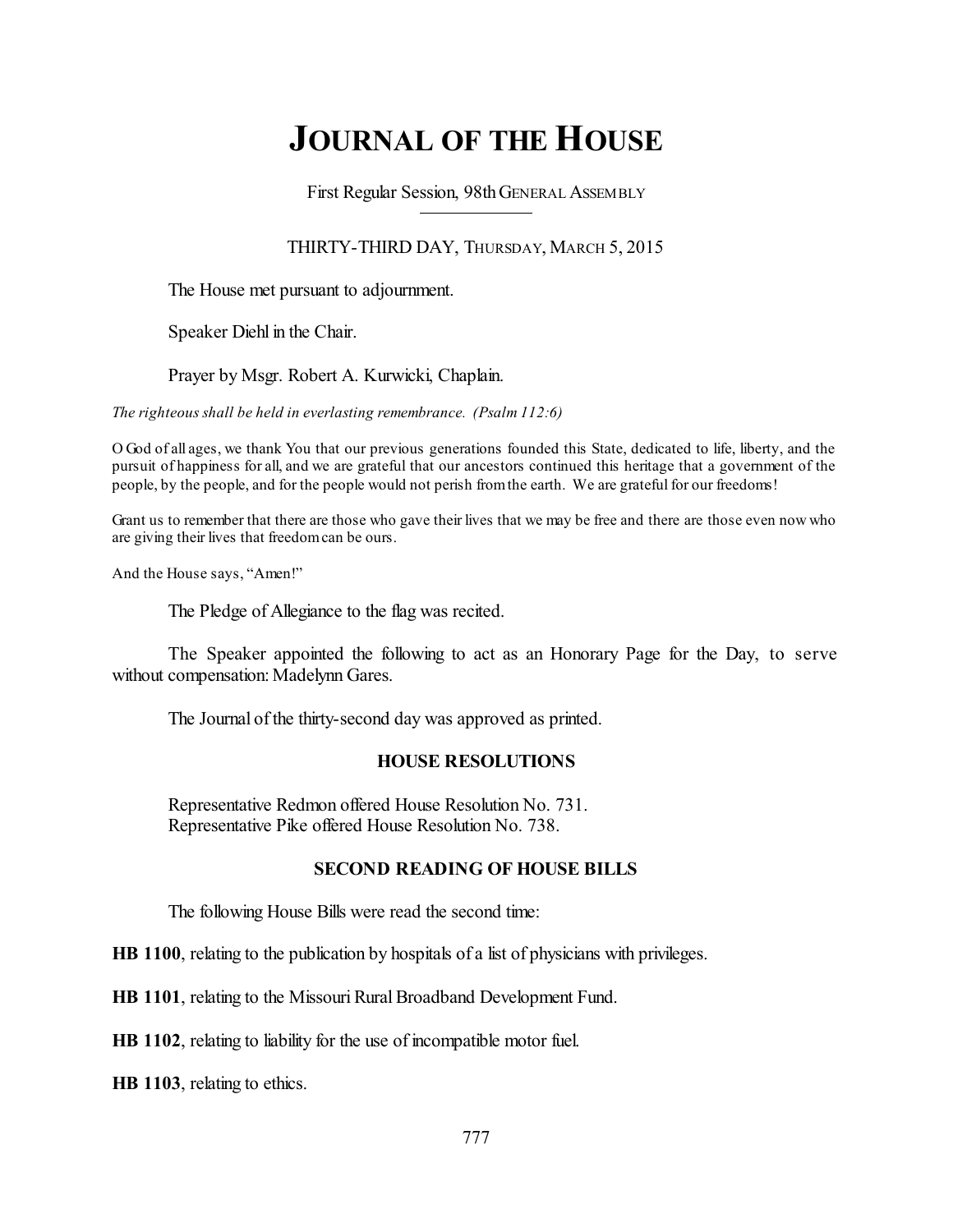# JOURNAL OF THE HOUSE

First Regular Session, 98th GENERAL ASSEMBLY

THIRTY-THIRD DAY, THURSDAY, MARCH 5, 2015

The House met pursuant to adjournment.

Speaker Diehl in the Chair.

Prayer by Msgr. Robert A. Kurwicki, Chaplain.

*The righteous shall be held in everlasting remembrance. (Psalm 112:6)*

O God of all ages, we thank You that our previous generations founded this State, dedicated to life, liberty, and the pursuit of happiness for all, and we are grateful that our ancestors continued this heritage that a government of the people, by the people, and for the people would not perish from the earth. We are grateful for our freedoms!

Grant us to remember that there are those who gave their lives that we may be free and there are those even now who are giving their lives that freedom can be ours.

And the House says, "Amen!"

The Pledge of Allegiance to the flag was recited.

The Speaker appointed the following to act as an Honorary Page for the Day, to serve without compensation: Madelynn Gares.

The Journal of the thirty-second day was approved as printed.

## HOUSE RESOLUTIONS

Representative Redmon offered House Resolution No. 731.
Representative Pike offered House Resolution No. 738.

## SECOND READING OF HOUSE BILLS

The following House Bills were read the second time:

**HB 1100**, relating to the publication by hospitals of a list of physicians with privileges.

**HB 1101**, relating to the Missouri Rural Broadband Development Fund.

**HB 1102**, relating to liability for the use of incompatible motor fuel.

**HB 1103**, relating to ethics.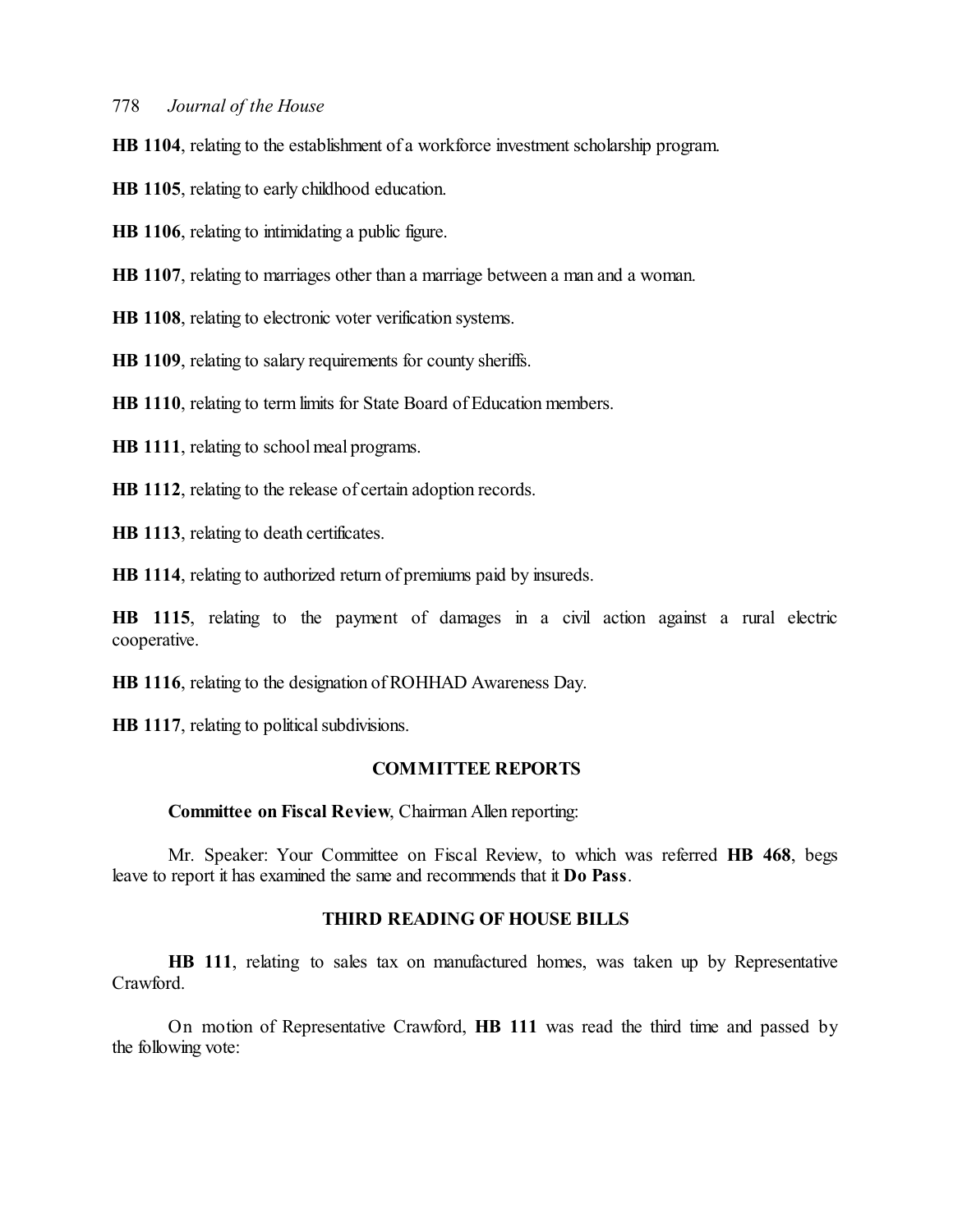**HB 1104**, relating to the establishment of a workforce investment scholarship program.

**HB 1105**, relating to early childhood education.

**HB 1106**, relating to intimidating a public figure.

**HB 1107**, relating to marriages other than a marriage between a man and a woman.

**HB 1108**, relating to electronic voter verification systems.

**HB 1109**, relating to salary requirements for county sheriffs.

**HB 1110**, relating to term limits for State Board of Education members.

**HB 1111**, relating to school meal programs.

**HB 1112**, relating to the release of certain adoption records.

**HB 1113**, relating to death certificates.

**HB 1114**, relating to authorized return of premiums paid by insureds.

**HB 1115**, relating to the payment of damages in a civil action against a rural electric cooperative.

**HB 1116**, relating to the designation of ROHHAD Awareness Day.

**HB 1117**, relating to political subdivisions.

## COMMITTEE REPORTS

**Committee on Fiscal Review**, Chairman Allen reporting:

Mr. Speaker: Your Committee on Fiscal Review, to which was referred **HB 468**, begs leave to report it has examined the same and recommends that it **Do Pass**.

## THIRD READING OF HOUSE BILLS

**HB 111**, relating to sales tax on manufactured homes, was taken up by Representative Crawford.

On motion of Representative Crawford, **HB 111** was read the third time and passed by the following vote: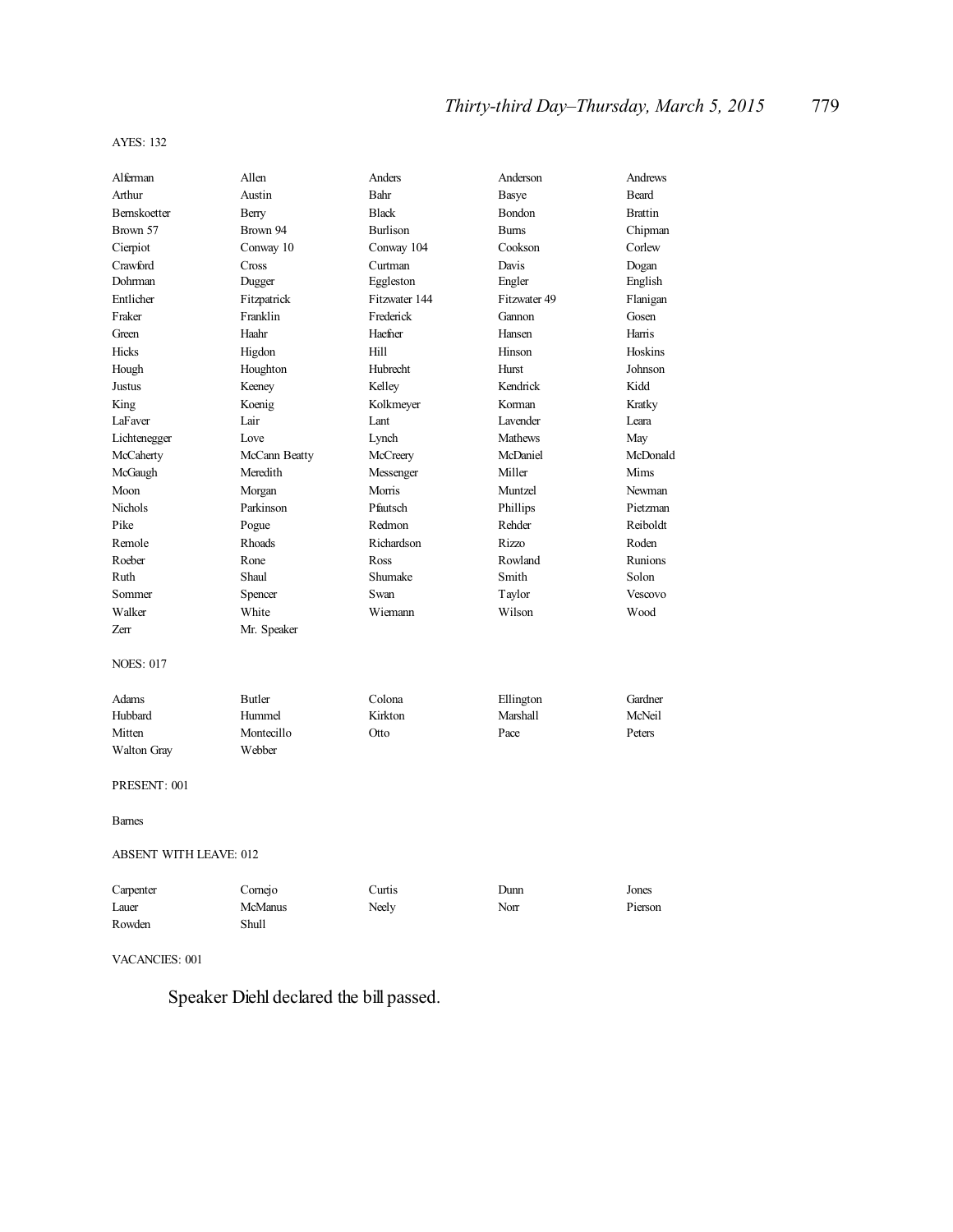AYES: 132

| | | | | |
|---|---|---|---|---|
| Alferman | Allen | Anders | Anderson | Andrews |
| Arthur | Austin | Bahr | Basye | Beard |
| Bernskoetter | Berry | Black | Bondon | Brattin |
| Brown 57 | Brown 94 | Burlison | Burns | Chipman |
| Cierpiot | Conway 10 | Conway 104 | Cookson | Corlew |
| Crawford | Cross | Curtman | Davis | Dogan |
| Dohrman | Dugger | Eggleston | Engler | English |
| Entlicher | Fitzpatrick | Fitzwater 144 | Fitzwater 49 | Flanigan |
| Fraker | Franklin | Frederick | Gannon | Gosen |
| Green | Haahr | Haefner | Hansen | Harris |
| Hicks | Higdon | Hill | Hinson | Hoskins |
| Hough | Houghton | Hubrecht | Hurst | Johnson |
| Justus | Keeney | Kelley | Kendrick | Kidd |
| King | Koenig | Kolkmeyer | Korman | Kratky |
| LaFaver | Lair | Lant | Lavender | Leara |
| Lichtenegger | Love | Lynch | Mathews | May |
| McCaherty | McCann Beatty | McCreery | McDaniel | McDonald |
| McGaugh | Meredith | Messenger | Miller | Mims |
| Moon | Morgan | Morris | Muntzel | Newman |
| Nichols | Parkinson | Pfautsch | Phillips | Pietzman |
| Pike | Pogue | Redmon | Rehder | Reiboldt |
| Remole | Rhoads | Richardson | Rizzo | Roden |
| Roeber | Rone | Ross | Rowland | Runions |
| Ruth | Shaul | Shumake | Smith | Solon |
| Sommer | Spencer | Swan | Taylor | Vescovo |
| Walker | White | Wiemann | Wilson | Wood |
| Zerr | Mr. Speaker | | | |

NOES: 017

| | | | | |
|---|---|---|---|---|
| Adams | Butler | Colona | Ellington | Gardner |
| Hubbard | Hummel | Kirkton | Marshall | McNeil |
| Mitten | Montecillo | Otto | Pace | Peters |
| Walton Gray | Webber | | | |

PRESENT: 001

Barnes

ABSENT WITH LEAVE: 012

| | | | | |
|---|---|---|---|---|
| Carpenter | Cornejo | Curtis | Dunn | Jones |
| Lauer | McManus | Neely | Norr | Pierson |
| Rowden | Shull | | | |

VACANCIES: 001

Speaker Diehl declared the bill passed.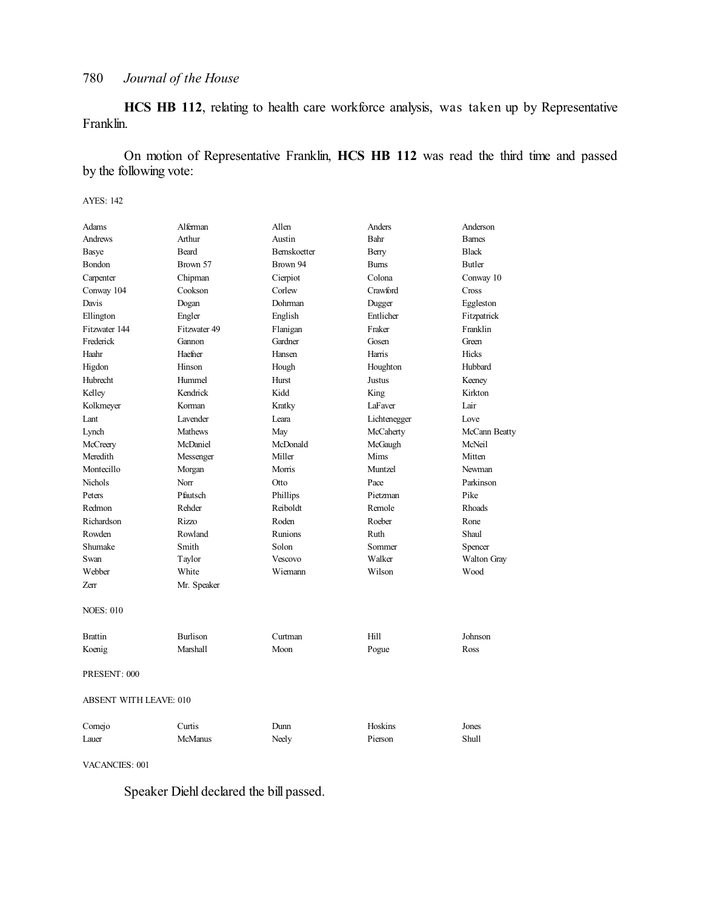**HCS HB 112**, relating to health care workforce analysis, was taken up by Representative Franklin.

On motion of Representative Franklin, **HCS HB 112** was read the third time and passed by the following vote:

AYES: 142

| | | | | |
|---|---|---|---|---|
| Adams | Alferman | Allen | Anders | Anderson |
| Andrews | Arthur | Austin | Bahr | Barnes |
| Basye | Beard | Bernskoetter | Berry | Black |
| Bondon | Brown 57 | Brown 94 | Burns | Butler |
| Carpenter | Chipman | Cierpiot | Colona | Conway 10 |
| Conway 104 | Cookson | Corlew | Crawford | Cross |
| Davis | Dogan | Dohrman | Dugger | Eggleston |
| Ellington | Engler | English | Entlicher | Fitzpatrick |
| Fitzwater 144 | Fitzwater 49 | Flanigan | Fraker | Franklin |
| Frederick | Gannon | Gardner | Gosen | Green |
| Haahr | Haefner | Hansen | Harris | Hicks |
| Higdon | Hinson | Hough | Houghton | Hubbard |
| Hubrecht | Hummel | Hurst | Justus | Keeney |
| Kelley | Kendrick | Kidd | King | Kirkton |
| Kolkmeyer | Korman | Kratky | LaFaver | Lair |
| Lant | Lavender | Leara | Lichtenegger | Love |
| Lynch | Mathews | May | McCaherty | McCann Beatty |
| McCreery | McDaniel | McDonald | McGaugh | McNeil |
| Meredith | Messenger | Miller | Mims | Mitten |
| Montecillo | Morgan | Morris | Muntzel | Newman |
| Nichols | Norr | Otto | Pace | Parkinson |
| Peters | Pfautsch | Phillips | Pietzman | Pike |
| Redmon | Rehder | Reiboldt | Remole | Rhoads |
| Richardson | Rizzo | Roden | Roeber | Rone |
| Rowden | Rowland | Runions | Ruth | Shaul |
| Shumake | Smith | Solon | Sommer | Spencer |
| Swan | Taylor | Vescovo | Walker | Walton Gray |
| Webber | White | Wiemann | Wilson | Wood |
| Zerr | Mr. Speaker | | | |

NOES: 010

| | | | | |
|---|---|---|---|---|
| Brattin | Burlison | Curtman | Hill | Johnson |
| Koenig | Marshall | Moon | Pogue | Ross |

PRESENT: 000

ABSENT WITH LEAVE: 010

| | | | | |
|---|---|---|---|---|
| Cornejo | Curtis | Dunn | Hoskins | Jones |
| Lauer | McManus | Neely | Pierson | Shull |

VACANCIES: 001

Speaker Diehl declared the bill passed.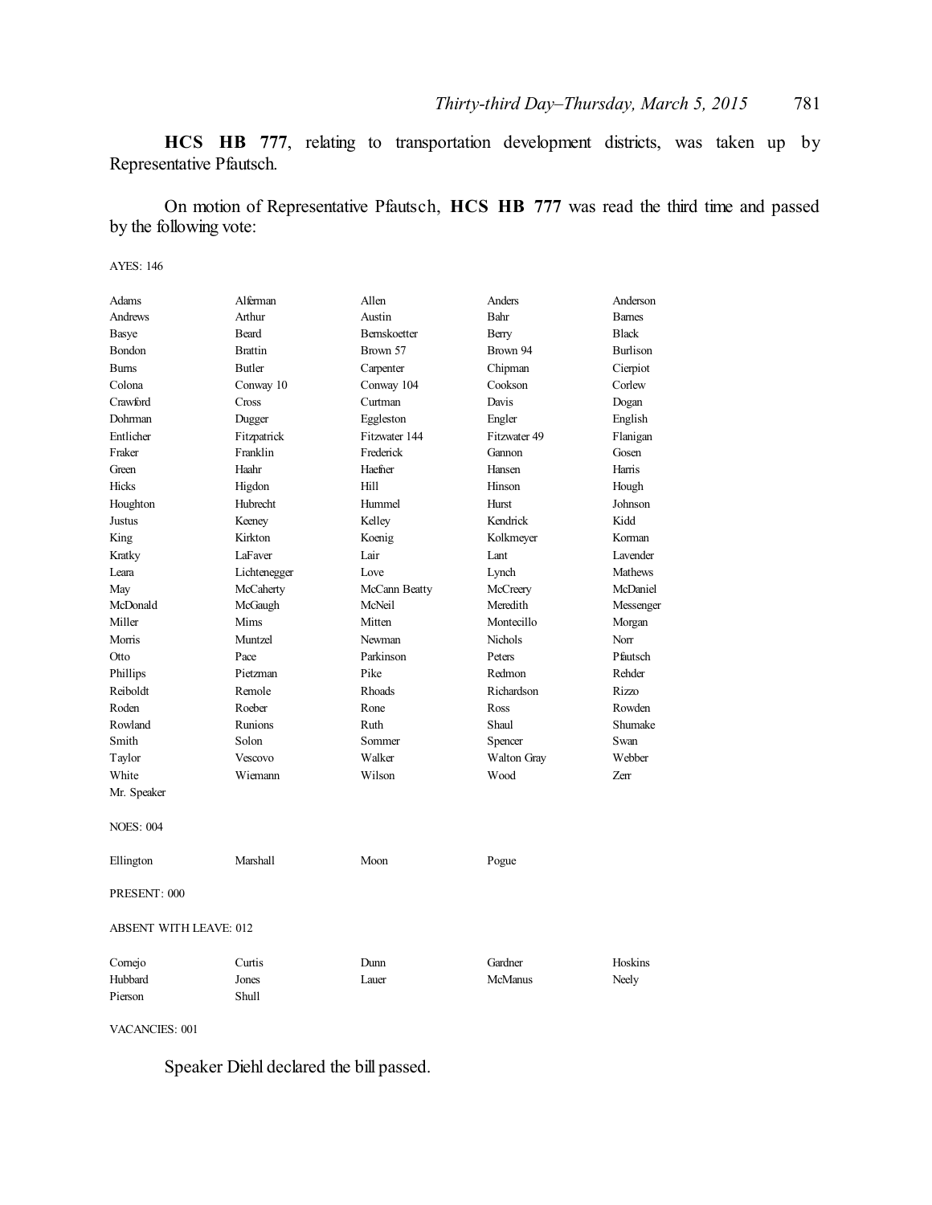**HCS HB 777**, relating to transportation development districts, was taken up by Representative Pfautsch.

On motion of Representative Pfautsch, **HCS HB 777** was read the third time and passed by the following vote:

AYES: 146

| | | | | |
|---|---|---|---|---|
| Adams | Alferman | Allen | Anders | Anderson |
| Andrews | Arthur | Austin | Bahr | Barnes |
| Basye | Beard | Bernskoetter | Berry | Black |
| Bondon | Brattin | Brown 57 | Brown 94 | Burlison |
| Burns | Butler | Carpenter | Chipman | Cierpiot |
| Colona | Conway 10 | Conway 104 | Cookson | Corlew |
| Crawford | Cross | Curtman | Davis | Dogan |
| Dohrman | Dugger | Eggleston | Engler | English |
| Entlicher | Fitzpatrick | Fitzwater 144 | Fitzwater 49 | Flanigan |
| Fraker | Franklin | Frederick | Gannon | Gosen |
| Green | Haahr | Haefner | Hansen | Harris |
| Hicks | Higdon | Hill | Hinson | Hough |
| Houghton | Hubrecht | Hummel | Hurst | Johnson |
| Justus | Keeney | Kelley | Kendrick | Kidd |
| King | Kirkton | Koenig | Kolkmeyer | Korman |
| Kratky | LaFaver | Lair | Lant | Lavender |
| Leara | Lichtenegger | Love | Lynch | Mathews |
| May | McCaherty | McCann Beatty | McCreery | McDaniel |
| McDonald | McGaugh | McNeil | Meredith | Messenger |
| Miller | Mims | Mitten | Montecillo | Morgan |
| Morris | Muntzel | Newman | Nichols | Norr |
| Otto | Pace | Parkinson | Peters | Pfautsch |
| Phillips | Pietzman | Pike | Redmon | Rehder |
| Reiboldt | Remole | Rhoads | Richardson | Rizzo |
| Roden | Roeber | Rone | Ross | Rowden |
| Rowland | Runions | Ruth | Shaul | Shumake |
| Smith | Solon | Sommer | Spencer | Swan |
| Taylor | Vescovo | Walker | Walton Gray | Webber |
| White | Wiemann | Wilson | Wood | Zerr |
| Mr. Speaker | | | | |

NOES: 004

| | | | |
|---|---|---|---|
| Ellington | Marshall | Moon | Pogue |

PRESENT: 000

ABSENT WITH LEAVE: 012

| | | | | |
|---|---|---|---|---|
| Cornejo | Curtis | Dunn | Gardner | Hoskins |
| Hubbard | Jones | Lauer | McManus | Neely |
| Pierson | Shull | | | |

VACANCIES: 001

Speaker Diehl declared the bill passed.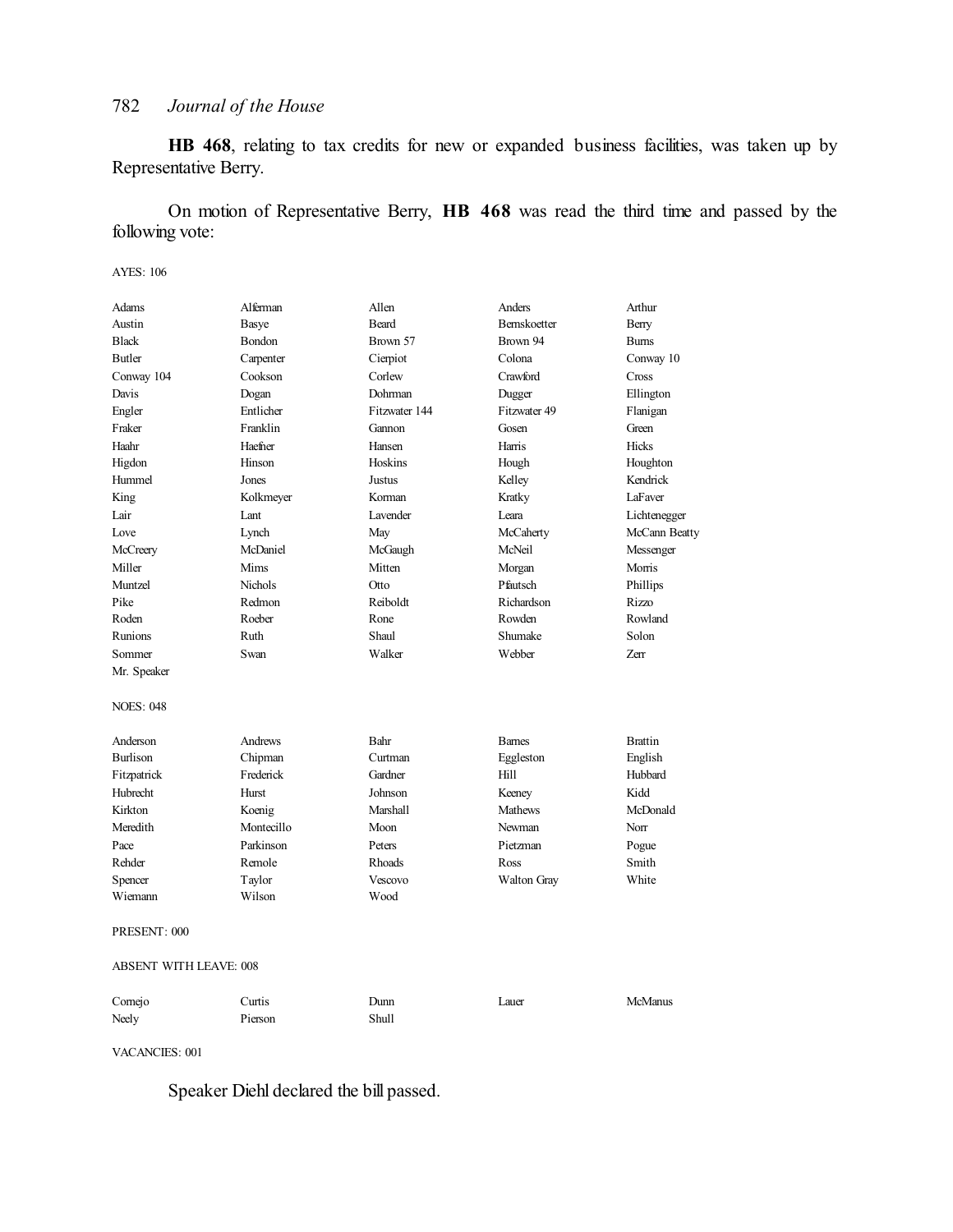**HB 468**, relating to tax credits for new or expanded business facilities, was taken up by Representative Berry.

On motion of Representative Berry, **HB 468** was read the third time and passed by the following vote:

AYES: 106

| | | | | |
|---|---|---|---|---|
| Adams | Alferman | Allen | Anders | Arthur |
| Austin | Basye | Beard | Bernskoetter | Berry |
| Black | Bondon | Brown 57 | Brown 94 | Burns |
| Butler | Carpenter | Cierpiot | Colona | Conway 10 |
| Conway 104 | Cookson | Corlew | Crawford | Cross |
| Davis | Dogan | Dohrman | Dugger | Ellington |
| Engler | Entlicher | Fitzwater 144 | Fitzwater 49 | Flanigan |
| Fraker | Franklin | Gannon | Gosen | Green |
| Haahr | Haefner | Hansen | Harris | Hicks |
| Higdon | Hinson | Hoskins | Hough | Houghton |
| Hummel | Jones | Justus | Kelley | Kendrick |
| King | Kolkmeyer | Korman | Kratky | LaFaver |
| Lair | Lant | Lavender | Leara | Lichtenegger |
| Love | Lynch | May | McCaherty | McCann Beatty |
| McCreery | McDaniel | McGaugh | McNeil | Messenger |
| Miller | Mims | Mitten | Morgan | Morris |
| Muntzel | Nichols | Otto | Pfautsch | Phillips |
| Pike | Redmon | Reiboldt | Richardson | Rizzo |
| Roden | Roeber | Rone | Rowden | Rowland |
| Runions | Ruth | Shaul | Shumake | Solon |
| Sommer | Swan | Walker | Webber | Zerr |
| Mr. Speaker | | | | |

NOES: 048

| | | | | |
|---|---|---|---|---|
| Anderson | Andrews | Bahr | Barnes | Brattin |
| Burlison | Chipman | Curtman | Eggleston | English |
| Fitzpatrick | Frederick | Gardner | Hill | Hubbard |
| Hubrecht | Hurst | Johnson | Keeney | Kidd |
| Kirkton | Koenig | Marshall | Mathews | McDonald |
| Meredith | Montecillo | Moon | Newman | Norr |
| Pace | Parkinson | Peters | Pietzman | Pogue |
| Rehder | Remole | Rhoads | Ross | Smith |
| Spencer | Taylor | Vescovo | Walton Gray | White |
| Wiemann | Wilson | Wood | | |

PRESENT: 000

ABSENT WITH LEAVE: 008

| | | | | |
|---|---|---|---|---|
| Cornejo | Curtis | Dunn | Lauer | McManus |
| Neely | Pierson | Shull | | |

VACANCIES: 001

Speaker Diehl declared the bill passed.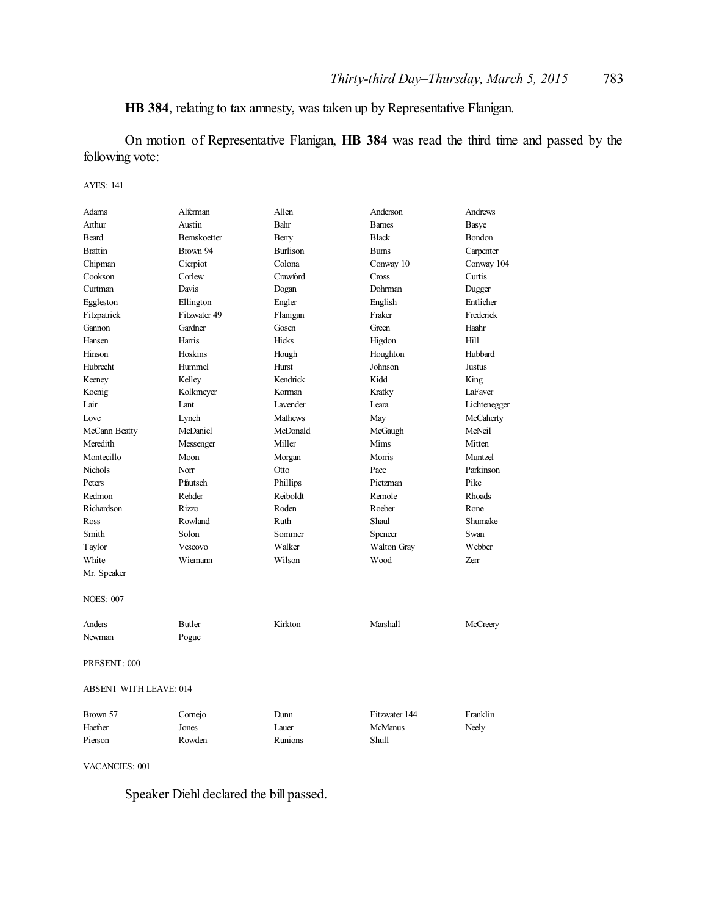**HB 384**, relating to tax amnesty, was taken up by Representative Flanigan.

On motion of Representative Flanigan, **HB 384** was read the third time and passed by the following vote:

AYES: 141

| | | | | |
|---|---|---|---|---|
| Adams | Alferman | Allen | Anderson | Andrews |
| Arthur | Austin | Bahr | Barnes | Basye |
| Beard | Bernskoetter | Berry | Black | Bondon |
| Brattin | Brown 94 | Burlison | Burns | Carpenter |
| Chipman | Cierpiot | Colona | Conway 10 | Conway 104 |
| Cookson | Corlew | Crawford | Cross | Curtis |
| Curtman | Davis | Dogan | Dohrman | Dugger |
| Eggleston | Ellington | Engler | English | Entlicher |
| Fitzpatrick | Fitzwater 49 | Flanigan | Fraker | Frederick |
| Gannon | Gardner | Gosen | Green | Haahr |
| Hansen | Harris | Hicks | Higdon | Hill |
| Hinson | Hoskins | Hough | Houghton | Hubbard |
| Hubrecht | Hummel | Hurst | Johnson | Justus |
| Keeney | Kelley | Kendrick | Kidd | King |
| Koenig | Kolkmeyer | Korman | Kratky | LaFaver |
| Lair | Lant | Lavender | Leara | Lichtenegger |
| Love | Lynch | Mathews | May | McCaherty |
| McCann Beatty | McDaniel | McDonald | McGaugh | McNeil |
| Meredith | Messenger | Miller | Mims | Mitten |
| Montecillo | Moon | Morgan | Morris | Muntzel |
| Nichols | Norr | Otto | Pace | Parkinson |
| Peters | Pfautsch | Phillips | Pietzman | Pike |
| Redmon | Rehder | Reiboldt | Remole | Rhoads |
| Richardson | Rizzo | Roden | Roeber | Rone |
| Ross | Rowland | Ruth | Shaul | Shumake |
| Smith | Solon | Sommer | Spencer | Swan |
| Taylor | Vescovo | Walker | Walton Gray | Webber |
| White | Wiemann | Wilson | Wood | Zerr |
| Mr. Speaker | | | | |

NOES: 007

| | | | | |
|---|---|---|---|---|
| Anders | Butler | Kirkton | Marshall | McCreery |
| Newman | Pogue | | | |

PRESENT: 000

ABSENT WITH LEAVE: 014

| | | | | |
|---|---|---|---|---|
| Brown 57 | Cornejo | Dunn | Fitzwater 144 | Franklin |
| Haefner | Jones | Lauer | McManus | Neely |
| Pierson | Rowden | Runions | Shull | |

VACANCIES: 001

Speaker Diehl declared the bill passed.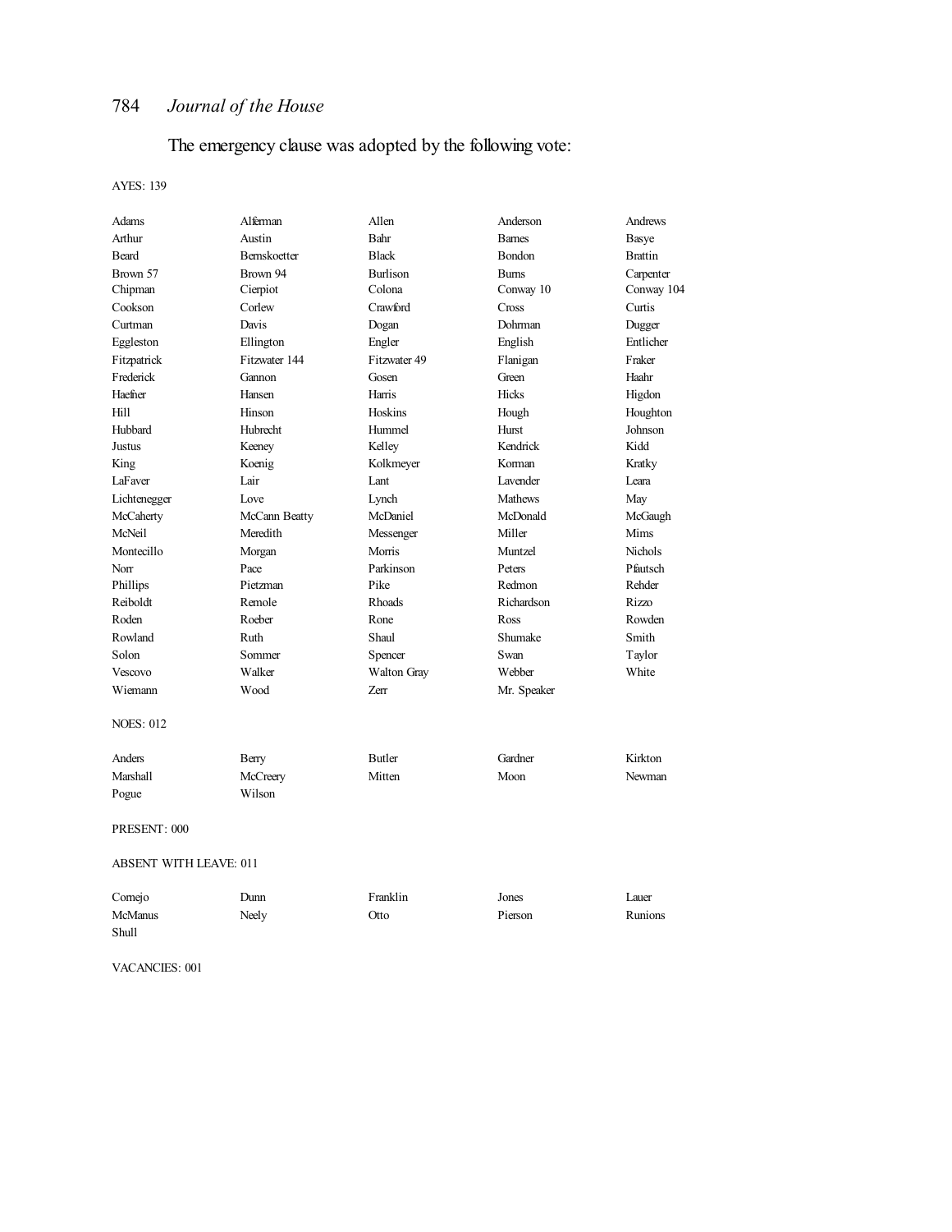The emergency clause was adopted by the following vote:

AYES: 139

| | | | | |
|---|---|---|---|---|
| Adams | Alferman | Allen | Anderson | Andrews |
| Arthur | Austin | Bahr | Barnes | Basye |
| Beard | Bernskoetter | Black | Bondon | Brattin |
| Brown 57 | Brown 94 | Burlison | Burns | Carpenter |
| Chipman | Cierpiot | Colona | Conway 10 | Conway 104 |
| Cookson | Corlew | Crawford | Cross | Curtis |
| Curtman | Davis | Dogan | Dohrman | Dugger |
| Eggleston | Ellington | Engler | English | Entlicher |
| Fitzpatrick | Fitzwater 144 | Fitzwater 49 | Flanigan | Fraker |
| Frederick | Gannon | Gosen | Green | Haahr |
| Haefner | Hansen | Harris | Hicks | Higdon |
| Hill | Hinson | Hoskins | Hough | Houghton |
| Hubbard | Hubrecht | Hummel | Hurst | Johnson |
| Justus | Keeney | Kelley | Kendrick | Kidd |
| King | Koenig | Kolkmeyer | Korman | Kratky |
| LaFaver | Lair | Lant | Lavender | Leara |
| Lichtenegger | Love | Lynch | Mathews | May |
| McCaherty | McCann Beatty | McDaniel | McDonald | McGaugh |
| McNeil | Meredith | Messenger | Miller | Mims |
| Montecillo | Morgan | Morris | Muntzel | Nichols |
| Norr | Pace | Parkinson | Peters | Pfautsch |
| Phillips | Pietzman | Pike | Redmon | Rehder |
| Reiboldt | Remole | Rhoads | Richardson | Rizzo |
| Roden | Roeber | Rone | Ross | Rowden |
| Rowland | Ruth | Shaul | Shumake | Smith |
| Solon | Sommer | Spencer | Swan | Taylor |
| Vescovo | Walker | Walton Gray | Webber | White |
| Wiemann | Wood | Zerr | Mr. Speaker | |

NOES: 012

| | | | | |
|---|---|---|---|---|
| Anders | Berry | Butler | Gardner | Kirkton |
| Marshall | McCreery | Mitten | Moon | Newman |
| Pogue | Wilson | | | |

PRESENT: 000

ABSENT WITH LEAVE: 011

| | | | | |
|---|---|---|---|---|
| Cornejo | Dunn | Franklin | Jones | Lauer |
| McManus | Neely | Otto | Pierson | Runions |
| Shull | | | | |

VACANCIES: 001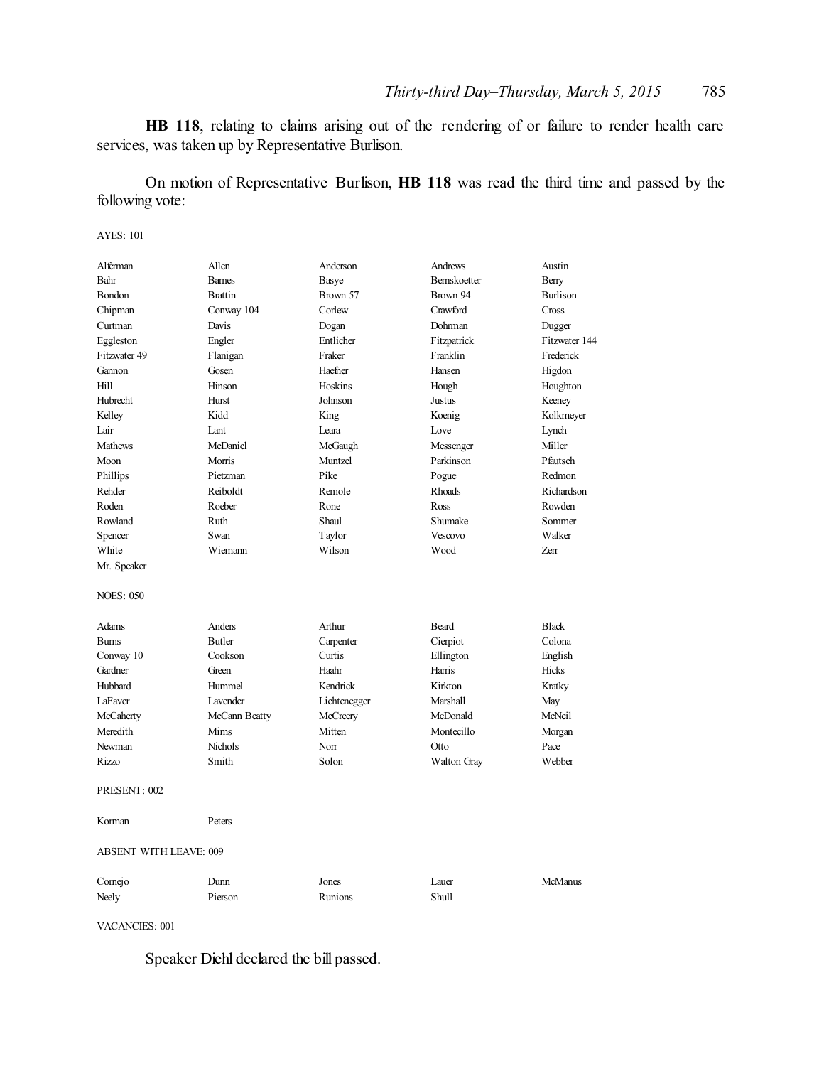**HB 118**, relating to claims arising out of the rendering of or failure to render health care services, was taken up by Representative Burlison.

On motion of Representative Burlison, **HB 118** was read the third time and passed by the following vote:

AYES: 101

| | | | | |
|---|---|---|---|---|
| Alferman | Allen | Anderson | Andrews | Austin |
| Bahr | Barnes | Basye | Bernskoetter | Berry |
| Bondon | Brattin | Brown 57 | Brown 94 | Burlison |
| Chipman | Conway 104 | Corlew | Crawford | Cross |
| Curtman | Davis | Dogan | Dohrman | Dugger |
| Eggleston | Engler | Entlicher | Fitzpatrick | Fitzwater 144 |
| Fitzwater 49 | Flanigan | Fraker | Franklin | Frederick |
| Gannon | Gosen | Haefner | Hansen | Higdon |
| Hill | Hinson | Hoskins | Hough | Houghton |
| Hubrecht | Hurst | Johnson | Justus | Keeney |
| Kelley | Kidd | King | Koenig | Kolkmeyer |
| Lair | Lant | Leara | Love | Lynch |
| Mathews | McDaniel | McGaugh | Messenger | Miller |
| Moon | Morris | Muntzel | Parkinson | Pfautsch |
| Phillips | Pietzman | Pike | Pogue | Redmon |
| Rehder | Reiboldt | Remole | Rhoads | Richardson |
| Roden | Roeber | Rone | Ross | Rowden |
| Rowland | Ruth | Shaul | Shumake | Sommer |
| Spencer | Swan | Taylor | Vescovo | Walker |
| White | Wiemann | Wilson | Wood | Zerr |
| Mr. Speaker | | | | |

NOES: 050

| | | | | |
|---|---|---|---|---|
| Adams | Anders | Arthur | Beard | Black |
| Burns | Butler | Carpenter | Cierpiot | Colona |
| Conway 10 | Cookson | Curtis | Ellington | English |
| Gardner | Green | Haahr | Harris | Hicks |
| Hubbard | Hummel | Kendrick | Kirkton | Kratky |
| LaFaver | Lavender | Lichtenegger | Marshall | May |
| McCaherty | McCann Beatty | McCreery | McDonald | McNeil |
| Meredith | Mims | Mitten | Montecillo | Morgan |
| Newman | Nichols | Norr | Otto | Pace |
| Rizzo | Smith | Solon | Walton Gray | Webber |

PRESENT: 002

| | |
|---|---|
| Korman | Peters |

ABSENT WITH LEAVE: 009

| | | | | |
|---|---|---|---|---|
| Cornejo | Dunn | Jones | Lauer | McManus |
| Neely | Pierson | Runions | Shull | |

VACANCIES: 001

Speaker Diehl declared the bill passed.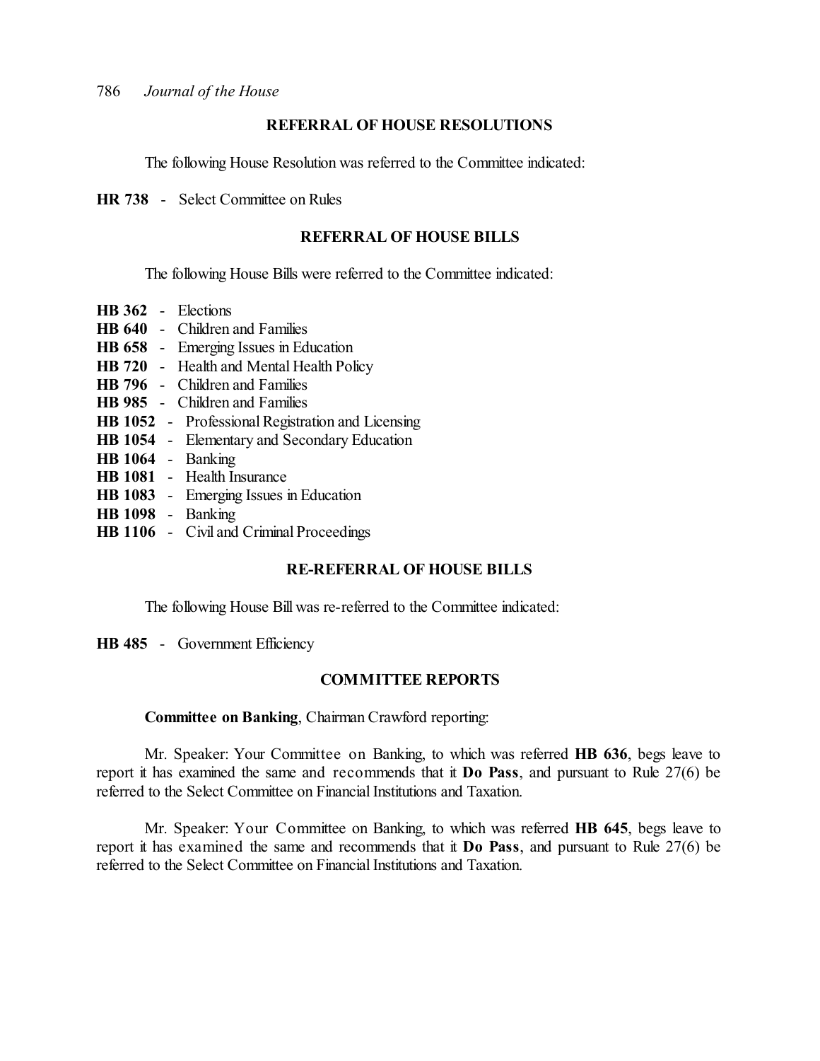## REFERRAL OF HOUSE RESOLUTIONS

The following House Resolution was referred to the Committee indicated:

**HR 738** - Select Committee on Rules

## REFERRAL OF HOUSE BILLS

The following House Bills were referred to the Committee indicated:

**HB 362** - Elections
**HB 640** - Children and Families
**HB 658** - Emerging Issues in Education
**HB 720** - Health and Mental Health Policy
**HB 796** - Children and Families
**HB 985** - Children and Families
**HB 1052** - Professional Registration and Licensing
**HB 1054** - Elementary and Secondary Education
**HB 1064** - Banking
**HB 1081** - Health Insurance
**HB 1083** - Emerging Issues in Education
**HB 1098** - Banking
**HB 1106** - Civil and Criminal Proceedings

## RE-REFERRAL OF HOUSE BILLS

The following House Bill was re-referred to the Committee indicated:

**HB 485** - Government Efficiency

## COMMITTEE REPORTS

**Committee on Banking**, Chairman Crawford reporting:

Mr. Speaker: Your Committee on Banking, to which was referred **HB 636**, begs leave to report it has examined the same and recommends that it **Do Pass**, and pursuant to Rule 27(6) be referred to the Select Committee on Financial Institutions and Taxation.

Mr. Speaker: Your Committee on Banking, to which was referred **HB 645**, begs leave to report it has examined the same and recommends that it **Do Pass**, and pursuant to Rule 27(6) be referred to the Select Committee on Financial Institutions and Taxation.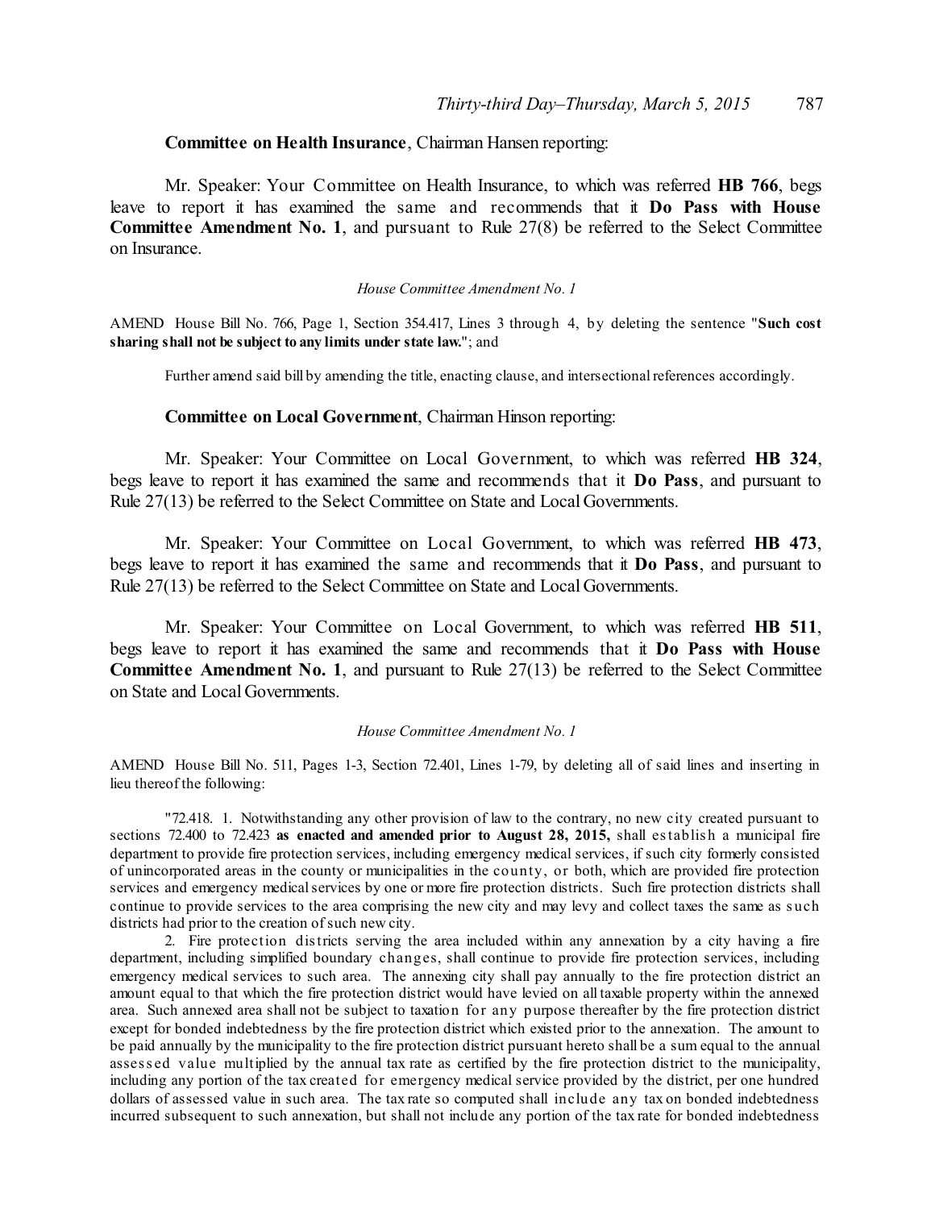**Committee on Health Insurance**, Chairman Hansen reporting:

Mr. Speaker: Your Committee on Health Insurance, to which was referred **HB 766**, begs leave to report it has examined the same and recommends that it **Do Pass with House Committee Amendment No. 1**, and pursuant to Rule 27(8) be referred to the Select Committee on Insurance.

*House Committee Amendment No. 1*

AMEND House Bill No. 766, Page 1, Section 354.417, Lines 3 through 4, by deleting the sentence "**Such cost sharing shall not be subject to any limits under state law.**"; and

Further amend said bill by amending the title, enacting clause, and intersectional references accordingly.

**Committee on Local Government**, Chairman Hinson reporting:

Mr. Speaker: Your Committee on Local Government, to which was referred **HB 324**, begs leave to report it has examined the same and recommends that it **Do Pass**, and pursuant to Rule 27(13) be referred to the Select Committee on State and Local Governments.

Mr. Speaker: Your Committee on Local Government, to which was referred **HB 473**, begs leave to report it has examined the same and recommends that it **Do Pass**, and pursuant to Rule 27(13) be referred to the Select Committee on State and Local Governments.

Mr. Speaker: Your Committee on Local Government, to which was referred **HB 511**, begs leave to report it has examined the same and recommends that it **Do Pass with House Committee Amendment No. 1**, and pursuant to Rule 27(13) be referred to the Select Committee on State and Local Governments.

*House Committee Amendment No. 1*

AMEND House Bill No. 511, Pages 1-3, Section 72.401, Lines 1-79, by deleting all of said lines and inserting in lieu thereof the following:

"72.418. 1. Notwithstanding any other provision of law to the contrary, no new city created pursuant to sections 72.400 to 72.423 **as enacted and amended prior to August 28, 2015,** shall establish a municipal fire department to provide fire protection services, including emergency medical services, if such city formerly consisted of unincorporated areas in the county or municipalities in the county, or both, which are provided fire protection services and emergency medical services by one or more fire protection districts. Such fire protection districts shall continue to provide services to the area comprising the new city and may levy and collect taxes the same as such districts had prior to the creation of such new city.

2. Fire protection districts serving the area included within any annexation by a city having a fire department, including simplified boundary changes, shall continue to provide fire protection services, including emergency medical services to such area. The annexing city shall pay annually to the fire protection district an amount equal to that which the fire protection district would have levied on all taxable property within the annexed area. Such annexed area shall not be subject to taxation for any purpose thereafter by the fire protection district except for bonded indebtedness by the fire protection district which existed prior to the annexation. The amount to be paid annually by the municipality to the fire protection district pursuant hereto shall be a sum equal to the annual assessed value multiplied by the annual tax rate as certified by the fire protection district to the municipality, including any portion of the tax created for emergency medical service provided by the district, per one hundred dollars of assessed value in such area. The tax rate so computed shall include any tax on bonded indebtedness incurred subsequent to such annexation, but shall not include any portion of the tax rate for bonded indebtedness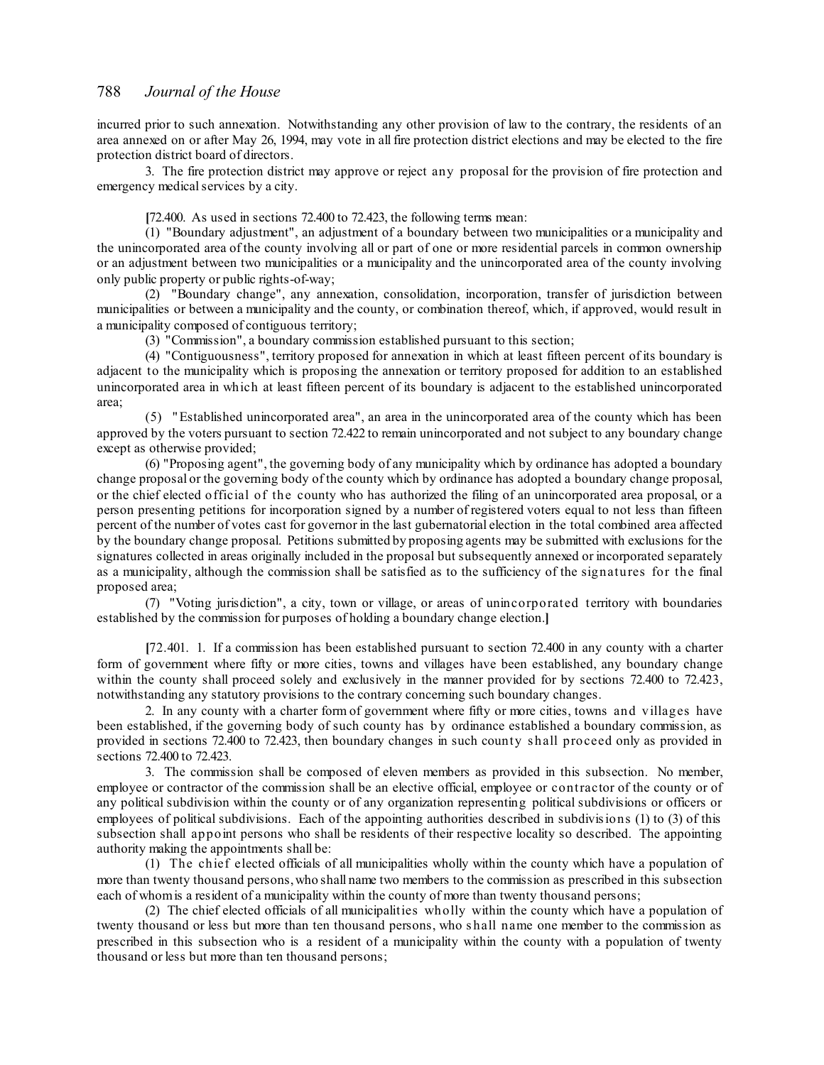incurred prior to such annexation. Notwithstanding any other provision of law to the contrary, the residents of an area annexed on or after May 26, 1994, may vote in all fire protection district elections and may be elected to the fire protection district board of directors.

3. The fire protection district may approve or reject any proposal for the provision of fire protection and emergency medical services by a city.

[72.400. As used in sections 72.400 to 72.423, the following terms mean:

(1) "Boundary adjustment", an adjustment of a boundary between two municipalities or a municipality and the unincorporated area of the county involving all or part of one or more residential parcels in common ownership or an adjustment between two municipalities or a municipality and the unincorporated area of the county involving only public property or public rights-of-way;

(2) "Boundary change", any annexation, consolidation, incorporation, transfer of jurisdiction between municipalities or between a municipality and the county, or combination thereof, which, if approved, would result in a municipality composed of contiguous territory;

(3) "Commission", a boundary commission established pursuant to this section;

(4) "Contiguousness", territory proposed for annexation in which at least fifteen percent of its boundary is adjacent to the municipality which is proposing the annexation or territory proposed for addition to an established unincorporated area in which at least fifteen percent of its boundary is adjacent to the established unincorporated area;

(5) "Established unincorporated area", an area in the unincorporated area of the county which has been approved by the voters pursuant to section 72.422 to remain unincorporated and not subject to any boundary change except as otherwise provided;

(6) "Proposing agent", the governing body of any municipality which by ordinance has adopted a boundary change proposal or the governing body of the county which by ordinance has adopted a boundary change proposal, or the chief elected official of the county who has authorized the filing of an unincorporated area proposal, or a person presenting petitions for incorporation signed by a number of registered voters equal to not less than fifteen percent of the number of votes cast for governor in the last gubernatorial election in the total combined area affected by the boundary change proposal. Petitions submitted by proposing agents may be submitted with exclusions for the signatures collected in areas originally included in the proposal but subsequently annexed or incorporated separately as a municipality, although the commission shall be satisfied as to the sufficiency of the signatures for the final proposed area;

(7) "Voting jurisdiction", a city, town or village, or areas of unincorporated territory with boundaries established by the commission for purposes of holding a boundary change election.]

[72.401. 1. If a commission has been established pursuant to section 72.400 in any county with a charter form of government where fifty or more cities, towns and villages have been established, any boundary change within the county shall proceed solely and exclusively in the manner provided for by sections 72.400 to 72.423, notwithstanding any statutory provisions to the contrary concerning such boundary changes.

2. In any county with a charter form of government where fifty or more cities, towns and villages have been established, if the governing body of such county has by ordinance established a boundary commission, as provided in sections 72.400 to 72.423, then boundary changes in such county shall proceed only as provided in sections 72.400 to 72.423.

3. The commission shall be composed of eleven members as provided in this subsection. No member, employee or contractor of the commission shall be an elective official, employee or contractor of the county or of any political subdivision within the county or of any organization representing political subdivisions or officers or employees of political subdivisions. Each of the appointing authorities described in subdivisions (1) to (3) of this subsection shall appoint persons who shall be residents of their respective locality so described. The appointing authority making the appointments shall be:

(1) The chief elected officials of all municipalities wholly within the county which have a population of more than twenty thousand persons, who shall name two members to the commission as prescribed in this subsection each of whom is a resident of a municipality within the county of more than twenty thousand persons;

(2) The chief elected officials of all municipalities wholly within the county which have a population of twenty thousand or less but more than ten thousand persons, who shall name one member to the commission as prescribed in this subsection who is a resident of a municipality within the county with a population of twenty thousand or less but more than ten thousand persons;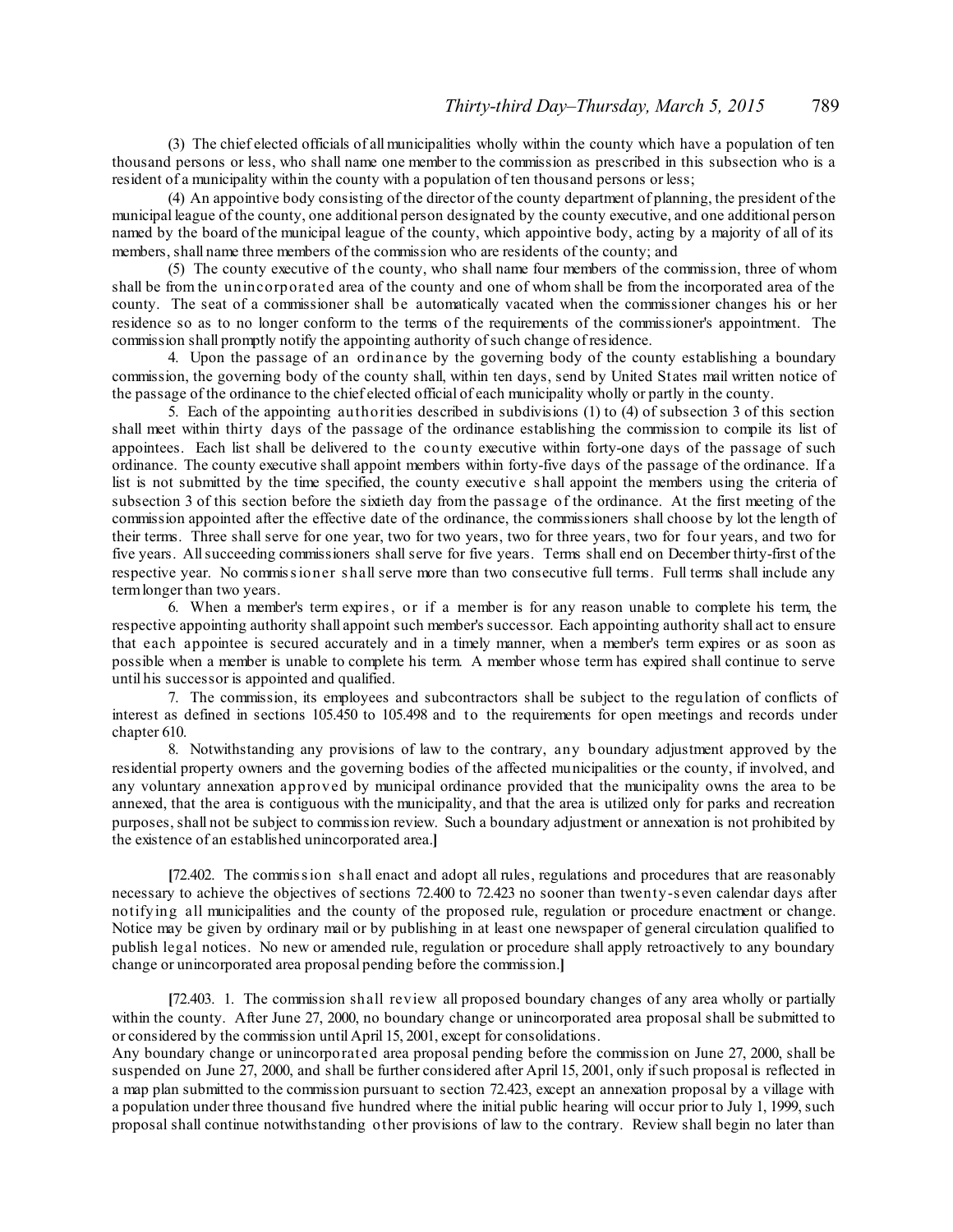(3) The chief elected officials of all municipalities wholly within the county which have a population of ten thousand persons or less, who shall name one member to the commission as prescribed in this subsection who is a resident of a municipality within the county with a population of ten thousand persons or less;

(4) An appointive body consisting of the director of the county department of planning, the president of the municipal league of the county, one additional person designated by the county executive, and one additional person named by the board of the municipal league of the county, which appointive body, acting by a majority of all of its members, shall name three members of the commission who are residents of the county; and

(5) The county executive of the county, who shall name four members of the commission, three of whom shall be from the unincorporated area of the county and one of whom shall be from the incorporated area of the county. The seat of a commissioner shall be automatically vacated when the commissioner changes his or her residence so as to no longer conform to the terms of the requirements of the commissioner's appointment. The commission shall promptly notify the appointing authority of such change of residence.

4. Upon the passage of an ordinance by the governing body of the county establishing a boundary commission, the governing body of the county shall, within ten days, send by United States mail written notice of the passage of the ordinance to the chief elected official of each municipality wholly or partly in the county.

5. Each of the appointing authorities described in subdivisions (1) to (4) of subsection 3 of this section shall meet within thirty days of the passage of the ordinance establishing the commission to compile its list of appointees. Each list shall be delivered to the county executive within forty-one days of the passage of such ordinance. The county executive shall appoint members within forty-five days of the passage of the ordinance. If a list is not submitted by the time specified, the county executive shall appoint the members using the criteria of subsection 3 of this section before the sixtieth day from the passage of the ordinance. At the first meeting of the commission appointed after the effective date of the ordinance, the commissioners shall choose by lot the length of their terms. Three shall serve for one year, two for two years, two for three years, two for four years, and two for five years. All succeeding commissioners shall serve for five years. Terms shall end on December thirty-first of the respective year. No commissioner shall serve more than two consecutive full terms. Full terms shall include any term longer than two years.

6. When a member's term expires, or if a member is for any reason unable to complete his term, the respective appointing authority shall appoint such member's successor. Each appointing authority shall act to ensure that each appointee is secured accurately and in a timely manner, when a member's term expires or as soon as possible when a member is unable to complete his term. A member whose term has expired shall continue to serve until his successor is appointed and qualified.

7. The commission, its employees and subcontractors shall be subject to the regulation of conflicts of interest as defined in sections 105.450 to 105.498 and to the requirements for open meetings and records under chapter 610.

8. Notwithstanding any provisions of law to the contrary, any boundary adjustment approved by the residential property owners and the governing bodies of the affected municipalities or the county, if involved, and any voluntary annexation approved by municipal ordinance provided that the municipality owns the area to be annexed, that the area is contiguous with the municipality, and that the area is utilized only for parks and recreation purposes, shall not be subject to commission review. Such a boundary adjustment or annexation is not prohibited by the existence of an established unincorporated area.]

[72.402. The commission shall enact and adopt all rules, regulations and procedures that are reasonably necessary to achieve the objectives of sections 72.400 to 72.423 no sooner than twenty-seven calendar days after notifying all municipalities and the county of the proposed rule, regulation or procedure enactment or change. Notice may be given by ordinary mail or by publishing in at least one newspaper of general circulation qualified to publish legal notices. No new or amended rule, regulation or procedure shall apply retroactively to any boundary change or unincorporated area proposal pending before the commission.]

[72.403. 1. The commission shall review all proposed boundary changes of any area wholly or partially within the county. After June 27, 2000, no boundary change or unincorporated area proposal shall be submitted to or considered by the commission until April 15, 2001, except for consolidations.
Any boundary change or unincorporated area proposal pending before the commission on June 27, 2000, shall be suspended on June 27, 2000, and shall be further considered after April 15, 2001, only if such proposal is reflected in a map plan submitted to the commission pursuant to section 72.423, except an annexation proposal by a village with a population under three thousand five hundred where the initial public hearing will occur prior to July 1, 1999, such proposal shall continue notwithstanding other provisions of law to the contrary. Review shall begin no later than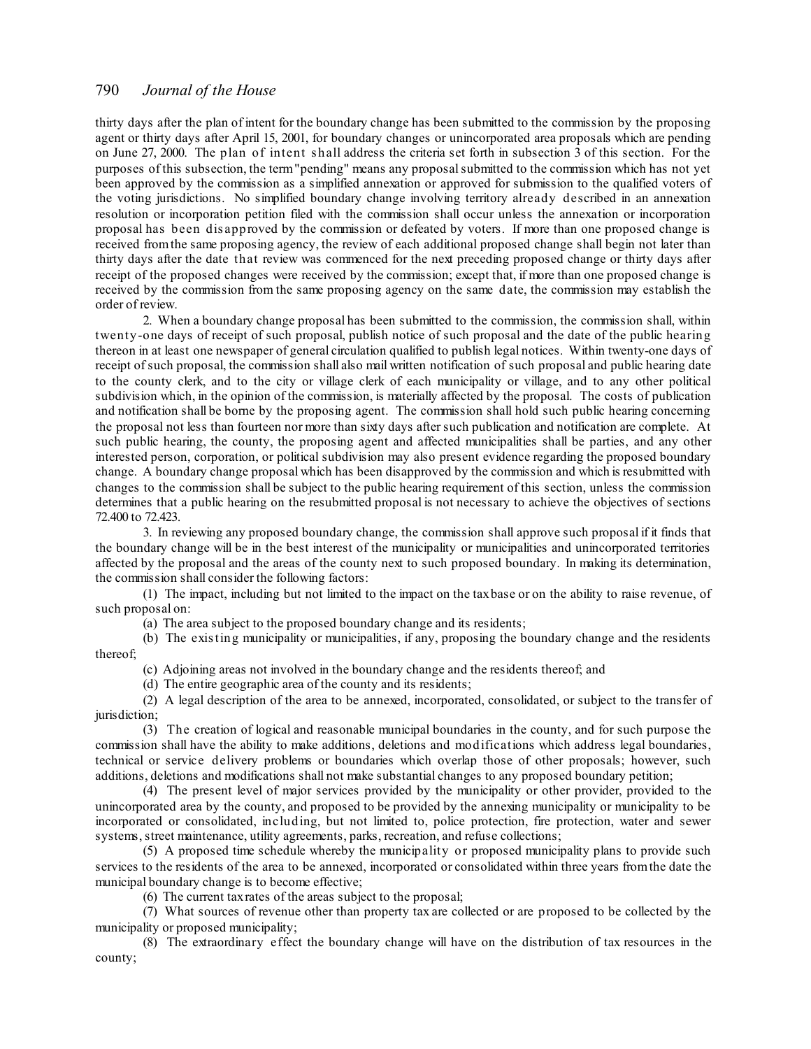thirty days after the plan of intent for the boundary change has been submitted to the commission by the proposing agent or thirty days after April 15, 2001, for boundary changes or unincorporated area proposals which are pending on June 27, 2000. The plan of intent shall address the criteria set forth in subsection 3 of this section. For the purposes of this subsection, the term "pending" means any proposal submitted to the commission which has not yet been approved by the commission as a simplified annexation or approved for submission to the qualified voters of the voting jurisdictions. No simplified boundary change involving territory already described in an annexation resolution or incorporation petition filed with the commission shall occur unless the annexation or incorporation proposal has been disapproved by the commission or defeated by voters. If more than one proposed change is received from the same proposing agency, the review of each additional proposed change shall begin not later than thirty days after the date that review was commenced for the next preceding proposed change or thirty days after receipt of the proposed changes were received by the commission; except that, if more than one proposed change is received by the commission from the same proposing agency on the same date, the commission may establish the order of review.

2. When a boundary change proposal has been submitted to the commission, the commission shall, within twenty-one days of receipt of such proposal, publish notice of such proposal and the date of the public hearing thereon in at least one newspaper of general circulation qualified to publish legal notices. Within twenty-one days of receipt of such proposal, the commission shall also mail written notification of such proposal and public hearing date to the county clerk, and to the city or village clerk of each municipality or village, and to any other political subdivision which, in the opinion of the commission, is materially affected by the proposal. The costs of publication and notification shall be borne by the proposing agent. The commission shall hold such public hearing concerning the proposal not less than fourteen nor more than sixty days after such publication and notification are complete. At such public hearing, the county, the proposing agent and affected municipalities shall be parties, and any other interested person, corporation, or political subdivision may also present evidence regarding the proposed boundary change. A boundary change proposal which has been disapproved by the commission and which is resubmitted with changes to the commission shall be subject to the public hearing requirement of this section, unless the commission determines that a public hearing on the resubmitted proposal is not necessary to achieve the objectives of sections 72.400 to 72.423.

3. In reviewing any proposed boundary change, the commission shall approve such proposal if it finds that the boundary change will be in the best interest of the municipality or municipalities and unincorporated territories affected by the proposal and the areas of the county next to such proposed boundary. In making its determination, the commission shall consider the following factors:

(1) The impact, including but not limited to the impact on the tax base or on the ability to raise revenue, of such proposal on:

(a) The area subject to the proposed boundary change and its residents;

(b) The existing municipality or municipalities, if any, proposing the boundary change and the residents thereof;

(c) Adjoining areas not involved in the boundary change and the residents thereof; and

(d) The entire geographic area of the county and its residents;

(2) A legal description of the area to be annexed, incorporated, consolidated, or subject to the transfer of jurisdiction;

(3) The creation of logical and reasonable municipal boundaries in the county, and for such purpose the commission shall have the ability to make additions, deletions and modifications which address legal boundaries, technical or service delivery problems or boundaries which overlap those of other proposals; however, such additions, deletions and modifications shall not make substantial changes to any proposed boundary petition;

(4) The present level of major services provided by the municipality or other provider, provided to the unincorporated area by the county, and proposed to be provided by the annexing municipality or municipality to be incorporated or consolidated, including, but not limited to, police protection, fire protection, water and sewer systems, street maintenance, utility agreements, parks, recreation, and refuse collections;

(5) A proposed time schedule whereby the municipality or proposed municipality plans to provide such services to the residents of the area to be annexed, incorporated or consolidated within three years from the date the municipal boundary change is to become effective;

(6) The current tax rates of the areas subject to the proposal;

(7) What sources of revenue other than property tax are collected or are proposed to be collected by the municipality or proposed municipality;

(8) The extraordinary effect the boundary change will have on the distribution of tax resources in the county;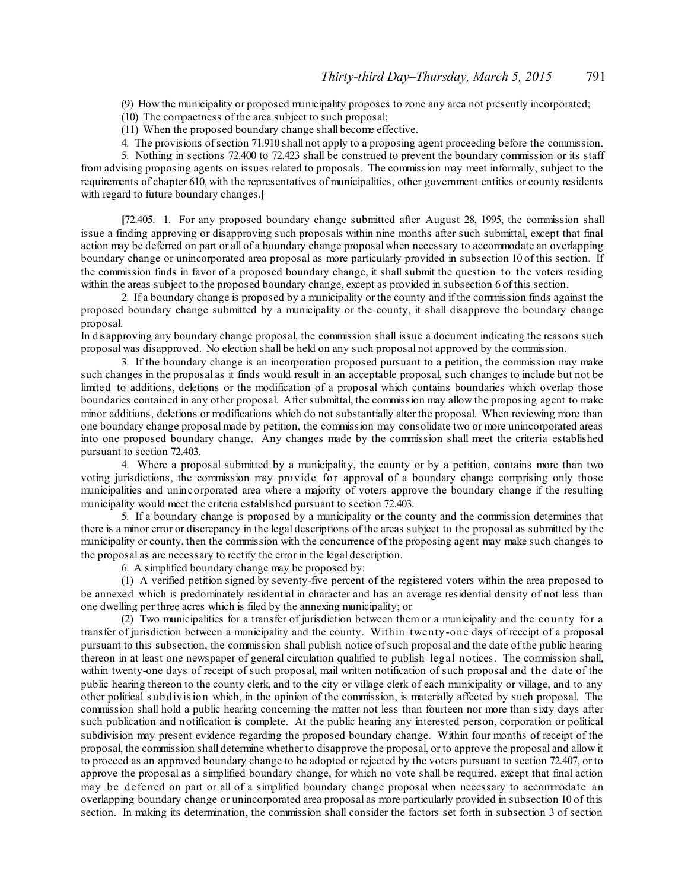(9) How the municipality or proposed municipality proposes to zone any area not presently incorporated;

(10) The compactness of the area subject to such proposal;

(11) When the proposed boundary change shall become effective.

4. The provisions of section 71.910 shall not apply to a proposing agent proceeding before the commission.

5. Nothing in sections 72.400 to 72.423 shall be construed to prevent the boundary commission or its staff from advising proposing agents on issues related to proposals. The commission may meet informally, subject to the requirements of chapter 610, with the representatives of municipalities, other government entities or county residents with regard to future boundary changes.]

[72.405. 1. For any proposed boundary change submitted after August 28, 1995, the commission shall issue a finding approving or disapproving such proposals within nine months after such submittal, except that final action may be deferred on part or all of a boundary change proposal when necessary to accommodate an overlapping boundary change or unincorporated area proposal as more particularly provided in subsection 10 of this section. If the commission finds in favor of a proposed boundary change, it shall submit the question to the voters residing within the areas subject to the proposed boundary change, except as provided in subsection 6 of this section.

2. If a boundary change is proposed by a municipality or the county and if the commission finds against the proposed boundary change submitted by a municipality or the county, it shall disapprove the boundary change proposal.

In disapproving any boundary change proposal, the commission shall issue a document indicating the reasons such proposal was disapproved. No election shall be held on any such proposal not approved by the commission.

3. If the boundary change is an incorporation proposed pursuant to a petition, the commission may make such changes in the proposal as it finds would result in an acceptable proposal, such changes to include but not be limited to additions, deletions or the modification of a proposal which contains boundaries which overlap those boundaries contained in any other proposal. After submittal, the commission may allow the proposing agent to make minor additions, deletions or modifications which do not substantially alter the proposal. When reviewing more than one boundary change proposal made by petition, the commission may consolidate two or more unincorporated areas into one proposed boundary change. Any changes made by the commission shall meet the criteria established pursuant to section 72.403.

4. Where a proposal submitted by a municipality, the county or by a petition, contains more than two voting jurisdictions, the commission may provide for approval of a boundary change comprising only those municipalities and unincorporated area where a majority of voters approve the boundary change if the resulting municipality would meet the criteria established pursuant to section 72.403.

5. If a boundary change is proposed by a municipality or the county and the commission determines that there is a minor error or discrepancy in the legal descriptions of the areas subject to the proposal as submitted by the municipality or county, then the commission with the concurrence of the proposing agent may make such changes to the proposal as are necessary to rectify the error in the legal description.

6. A simplified boundary change may be proposed by:

(1) A verified petition signed by seventy-five percent of the registered voters within the area proposed to be annexed which is predominately residential in character and has an average residential density of not less than one dwelling per three acres which is filed by the annexing municipality; or

(2) Two municipalities for a transfer of jurisdiction between them or a municipality and the county for a transfer of jurisdiction between a municipality and the county. Within twenty-one days of receipt of a proposal pursuant to this subsection, the commission shall publish notice of such proposal and the date of the public hearing thereon in at least one newspaper of general circulation qualified to publish legal notices. The commission shall, within twenty-one days of receipt of such proposal, mail written notification of such proposal and the date of the public hearing thereon to the county clerk, and to the city or village clerk of each municipality or village, and to any other political subdivision which, in the opinion of the commission, is materially affected by such proposal. The commission shall hold a public hearing concerning the matter not less than fourteen nor more than sixty days after such publication and notification is complete. At the public hearing any interested person, corporation or political subdivision may present evidence regarding the proposed boundary change. Within four months of receipt of the proposal, the commission shall determine whether to disapprove the proposal, or to approve the proposal and allow it to proceed as an approved boundary change to be adopted or rejected by the voters pursuant to section 72.407, or to approve the proposal as a simplified boundary change, for which no vote shall be required, except that final action may be deferred on part or all of a simplified boundary change proposal when necessary to accommodate an overlapping boundary change or unincorporated area proposal as more particularly provided in subsection 10 of this section. In making its determination, the commission shall consider the factors set forth in subsection 3 of section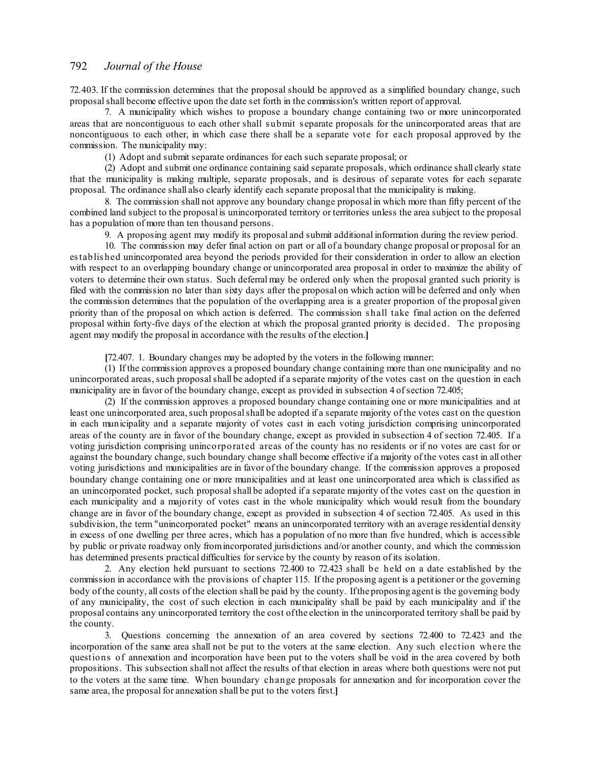72.403. If the commission determines that the proposal should be approved as a simplified boundary change, such proposal shall become effective upon the date set forth in the commission's written report of approval.

7. A municipality which wishes to propose a boundary change containing two or more unincorporated areas that are noncontiguous to each other shall submit separate proposals for the unincorporated areas that are noncontiguous to each other, in which case there shall be a separate vote for each proposal approved by the commission. The municipality may:

(1) Adopt and submit separate ordinances for each such separate proposal; or

(2) Adopt and submit one ordinance containing said separate proposals, which ordinance shall clearly state that the municipality is making multiple, separate proposals, and is desirous of separate votes for each separate proposal. The ordinance shall also clearly identify each separate proposal that the municipality is making.

8. The commission shall not approve any boundary change proposal in which more than fifty percent of the combined land subject to the proposal is unincorporated territory or territories unless the area subject to the proposal has a population of more than ten thousand persons.

9. A proposing agent may modify its proposal and submit additional information during the review period.

10. The commission may defer final action on part or all of a boundary change proposal or proposal for an established unincorporated area beyond the periods provided for their consideration in order to allow an election with respect to an overlapping boundary change or unincorporated area proposal in order to maximize the ability of voters to determine their own status. Such deferral may be ordered only when the proposal granted such priority is filed with the commission no later than sixty days after the proposal on which action will be deferred and only when the commission determines that the population of the overlapping area is a greater proportion of the proposal given priority than of the proposal on which action is deferred. The commission shall take final action on the deferred proposal within forty-five days of the election at which the proposal granted priority is decided. The proposing agent may modify the proposal in accordance with the results of the election.]

[72.407. 1. Boundary changes may be adopted by the voters in the following manner:

(1) If the commission approves a proposed boundary change containing more than one municipality and no unincorporated areas, such proposal shall be adopted if a separate majority of the votes cast on the question in each municipality are in favor of the boundary change, except as provided in subsection 4 of section 72.405;

(2) If the commission approves a proposed boundary change containing one or more municipalities and at least one unincorporated area, such proposal shall be adopted if a separate majority of the votes cast on the question in each municipality and a separate majority of votes cast in each voting jurisdiction comprising unincorporated areas of the county are in favor of the boundary change, except as provided in subsection 4 of section 72.405. If a voting jurisdiction comprising unincorporated areas of the county has no residents or if no votes are cast for or against the boundary change, such boundary change shall become effective if a majority of the votes cast in all other voting jurisdictions and municipalities are in favor of the boundary change. If the commission approves a proposed boundary change containing one or more municipalities and at least one unincorporated area which is classified as an unincorporated pocket, such proposal shall be adopted if a separate majority of the votes cast on the question in each municipality and a majority of votes cast in the whole municipality which would result from the boundary change are in favor of the boundary change, except as provided in subsection 4 of section 72.405. As used in this subdivision, the term "unincorporated pocket" means an unincorporated territory with an average residential density in excess of one dwelling per three acres, which has a population of no more than five hundred, which is accessible by public or private roadway only from incorporated jurisdictions and/or another county, and which the commission has determined presents practical difficulties for service by the county by reason of its isolation.

2. Any election held pursuant to sections 72.400 to 72.423 shall be held on a date established by the commission in accordance with the provisions of chapter 115. If the proposing agent is a petitioner or the governing body of the county, all costs of the election shall be paid by the county. If the proposing agent is the governing body of any municipality, the cost of such election in each municipality shall be paid by each municipality and if the proposal contains any unincorporated territory the cost of the election in the unincorporated territory shall be paid by the county.

3. Questions concerning the annexation of an area covered by sections 72.400 to 72.423 and the incorporation of the same area shall not be put to the voters at the same election. Any such election where the questions of annexation and incorporation have been put to the voters shall be void in the area covered by both propositions. This subsection shall not affect the results of that election in areas where both questions were not put to the voters at the same time. When boundary change proposals for annexation and for incorporation cover the same area, the proposal for annexation shall be put to the voters first.]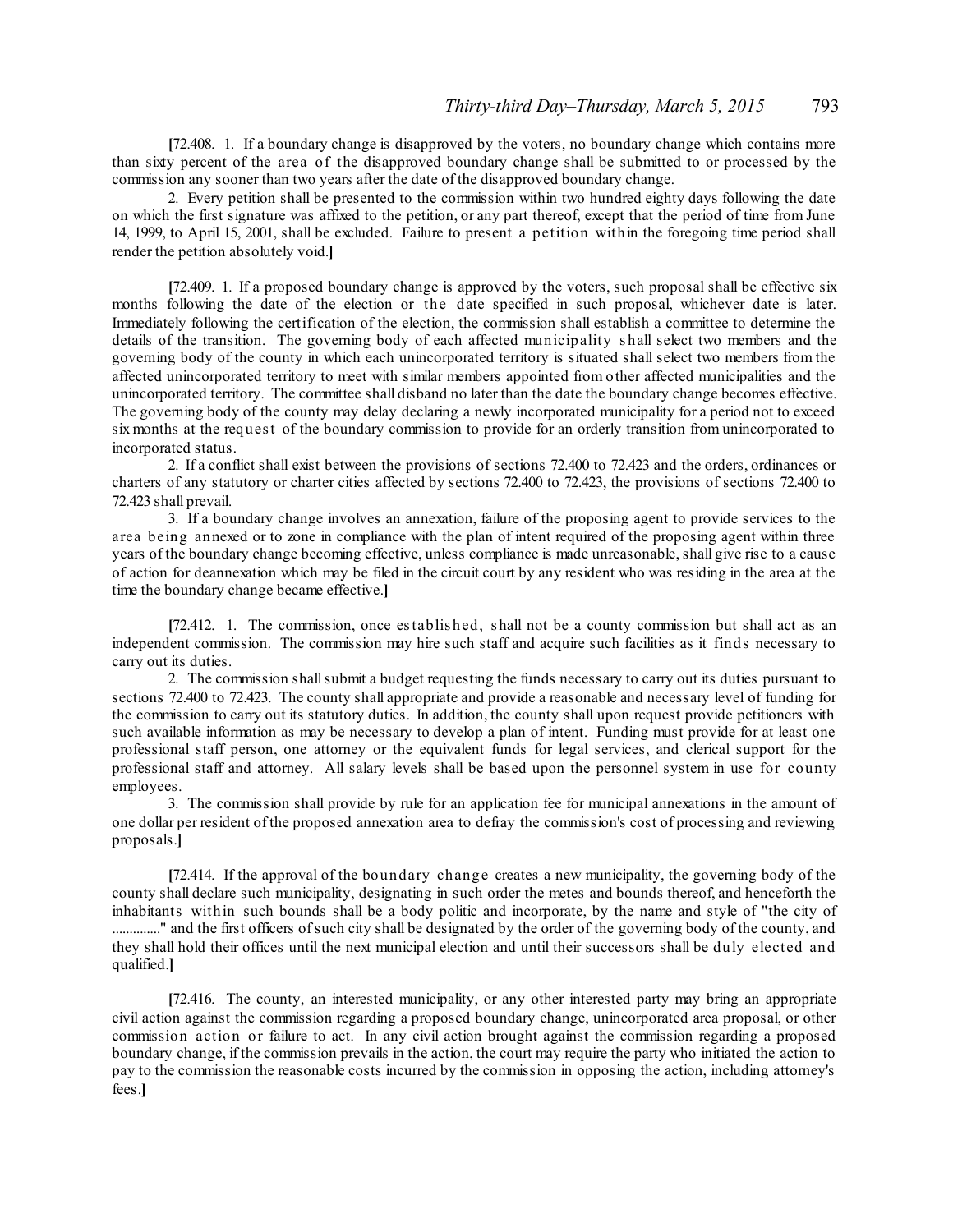[72.408. 1. If a boundary change is disapproved by the voters, no boundary change which contains more than sixty percent of the area of the disapproved boundary change shall be submitted to or processed by the commission any sooner than two years after the date of the disapproved boundary change.

2. Every petition shall be presented to the commission within two hundred eighty days following the date on which the first signature was affixed to the petition, or any part thereof, except that the period of time from June 14, 1999, to April 15, 2001, shall be excluded. Failure to present a petition within the foregoing time period shall render the petition absolutely void.]

[72.409. 1. If a proposed boundary change is approved by the voters, such proposal shall be effective six months following the date of the election or the date specified in such proposal, whichever date is later. Immediately following the certification of the election, the commission shall establish a committee to determine the details of the transition. The governing body of each affected municipality shall select two members and the governing body of the county in which each unincorporated territory is situated shall select two members from the affected unincorporated territory to meet with similar members appointed from other affected municipalities and the unincorporated territory. The committee shall disband no later than the date the boundary change becomes effective. The governing body of the county may delay declaring a newly incorporated municipality for a period not to exceed six months at the request of the boundary commission to provide for an orderly transition from unincorporated to incorporated status.

2. If a conflict shall exist between the provisions of sections 72.400 to 72.423 and the orders, ordinances or charters of any statutory or charter cities affected by sections 72.400 to 72.423, the provisions of sections 72.400 to 72.423 shall prevail.

3. If a boundary change involves an annexation, failure of the proposing agent to provide services to the area being annexed or to zone in compliance with the plan of intent required of the proposing agent within three years of the boundary change becoming effective, unless compliance is made unreasonable, shall give rise to a cause of action for deannexation which may be filed in the circuit court by any resident who was residing in the area at the time the boundary change became effective.]

[72.412. 1. The commission, once established, shall not be a county commission but shall act as an independent commission. The commission may hire such staff and acquire such facilities as it finds necessary to carry out its duties.

2. The commission shall submit a budget requesting the funds necessary to carry out its duties pursuant to sections 72.400 to 72.423. The county shall appropriate and provide a reasonable and necessary level of funding for the commission to carry out its statutory duties. In addition, the county shall upon request provide petitioners with such available information as may be necessary to develop a plan of intent. Funding must provide for at least one professional staff person, one attorney or the equivalent funds for legal services, and clerical support for the professional staff and attorney. All salary levels shall be based upon the personnel system in use for county employees.

3. The commission shall provide by rule for an application fee for municipal annexations in the amount of one dollar per resident of the proposed annexation area to defray the commission's cost of processing and reviewing proposals.]

[72.414. If the approval of the boundary change creates a new municipality, the governing body of the county shall declare such municipality, designating in such order the metes and bounds thereof, and henceforth the inhabitants within such bounds shall be a body politic and incorporate, by the name and style of "the city of ............." and the first officers of such city shall be designated by the order of the governing body of the county, and they shall hold their offices until the next municipal election and until their successors shall be duly elected and qualified.]

[72.416. The county, an interested municipality, or any other interested party may bring an appropriate civil action against the commission regarding a proposed boundary change, unincorporated area proposal, or other commission action or failure to act. In any civil action brought against the commission regarding a proposed boundary change, if the commission prevails in the action, the court may require the party who initiated the action to pay to the commission the reasonable costs incurred by the commission in opposing the action, including attorney's fees.]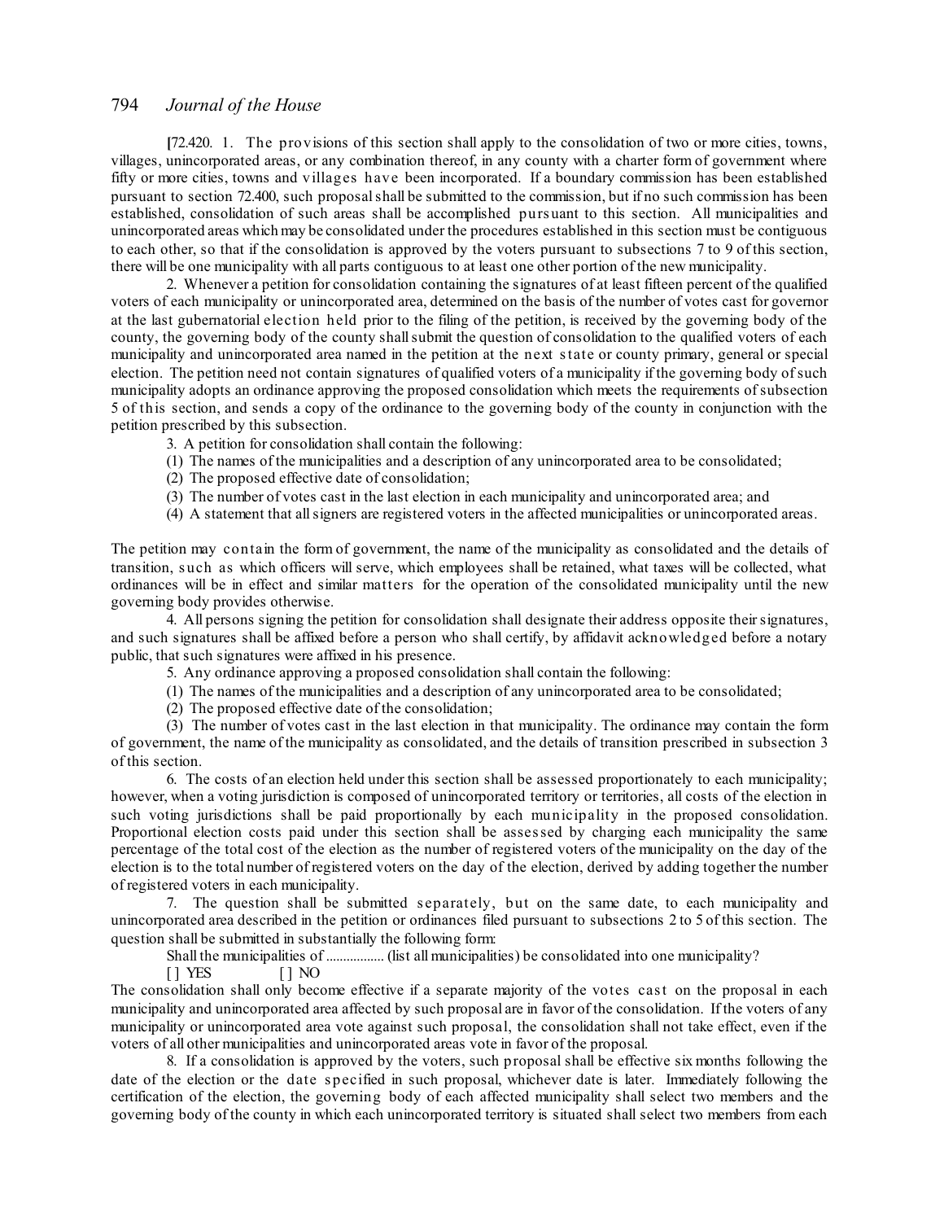[72.420. 1. The provisions of this section shall apply to the consolidation of two or more cities, towns, villages, unincorporated areas, or any combination thereof, in any county with a charter form of government where fifty or more cities, towns and villages have been incorporated. If a boundary commission has been established pursuant to section 72.400, such proposal shall be submitted to the commission, but if no such commission has been established, consolidation of such areas shall be accomplished pursuant to this section. All municipalities and unincorporated areas which may be consolidated under the procedures established in this section must be contiguous to each other, so that if the consolidation is approved by the voters pursuant to subsections 7 to 9 of this section, there will be one municipality with all parts contiguous to at least one other portion of the new municipality.

2. Whenever a petition for consolidation containing the signatures of at least fifteen percent of the qualified voters of each municipality or unincorporated area, determined on the basis of the number of votes cast for governor at the last gubernatorial election held prior to the filing of the petition, is received by the governing body of the county, the governing body of the county shall submit the question of consolidation to the qualified voters of each municipality and unincorporated area named in the petition at the next state or county primary, general or special election. The petition need not contain signatures of qualified voters of a municipality if the governing body of such municipality adopts an ordinance approving the proposed consolidation which meets the requirements of subsection 5 of this section, and sends a copy of the ordinance to the governing body of the county in conjunction with the petition prescribed by this subsection.

3. A petition for consolidation shall contain the following:

(1) The names of the municipalities and a description of any unincorporated area to be consolidated;

(2) The proposed effective date of consolidation;

(3) The number of votes cast in the last election in each municipality and unincorporated area; and

(4) A statement that all signers are registered voters in the affected municipalities or unincorporated areas.

The petition may contain the form of government, the name of the municipality as consolidated and the details of transition, such as which officers will serve, which employees shall be retained, what taxes will be collected, what ordinances will be in effect and similar matters for the operation of the consolidated municipality until the new governing body provides otherwise.

4. All persons signing the petition for consolidation shall designate their address opposite their signatures, and such signatures shall be affixed before a person who shall certify, by affidavit acknowledged before a notary public, that such signatures were affixed in his presence.

5. Any ordinance approving a proposed consolidation shall contain the following:

(1) The names of the municipalities and a description of any unincorporated area to be consolidated;

(2) The proposed effective date of the consolidation;

(3) The number of votes cast in the last election in that municipality. The ordinance may contain the form of government, the name of the municipality as consolidated, and the details of transition prescribed in subsection 3 of this section.

6. The costs of an election held under this section shall be assessed proportionately to each municipality; however, when a voting jurisdiction is composed of unincorporated territory or territories, all costs of the election in such voting jurisdictions shall be paid proportionally by each municipality in the proposed consolidation. Proportional election costs paid under this section shall be assessed by charging each municipality the same percentage of the total cost of the election as the number of registered voters of the municipality on the day of the election is to the total number of registered voters on the day of the election, derived by adding together the number of registered voters in each municipality.

7. The question shall be submitted separately, but on the same date, to each municipality and unincorporated area described in the petition or ordinances filed pursuant to subsections 2 to 5 of this section. The question shall be submitted in substantially the following form:

Shall the municipalities of ................ (list all municipalities) be consolidated into one municipality?

[ ] YES [ ] NO

The consolidation shall only become effective if a separate majority of the votes cast on the proposal in each municipality and unincorporated area affected by such proposal are in favor of the consolidation. If the voters of any municipality or unincorporated area vote against such proposal, the consolidation shall not take effect, even if the voters of all other municipalities and unincorporated areas vote in favor of the proposal.

8. If a consolidation is approved by the voters, such proposal shall be effective six months following the date of the election or the date specified in such proposal, whichever date is later. Immediately following the certification of the election, the governing body of each affected municipality shall select two members and the governing body of the county in which each unincorporated territory is situated shall select two members from each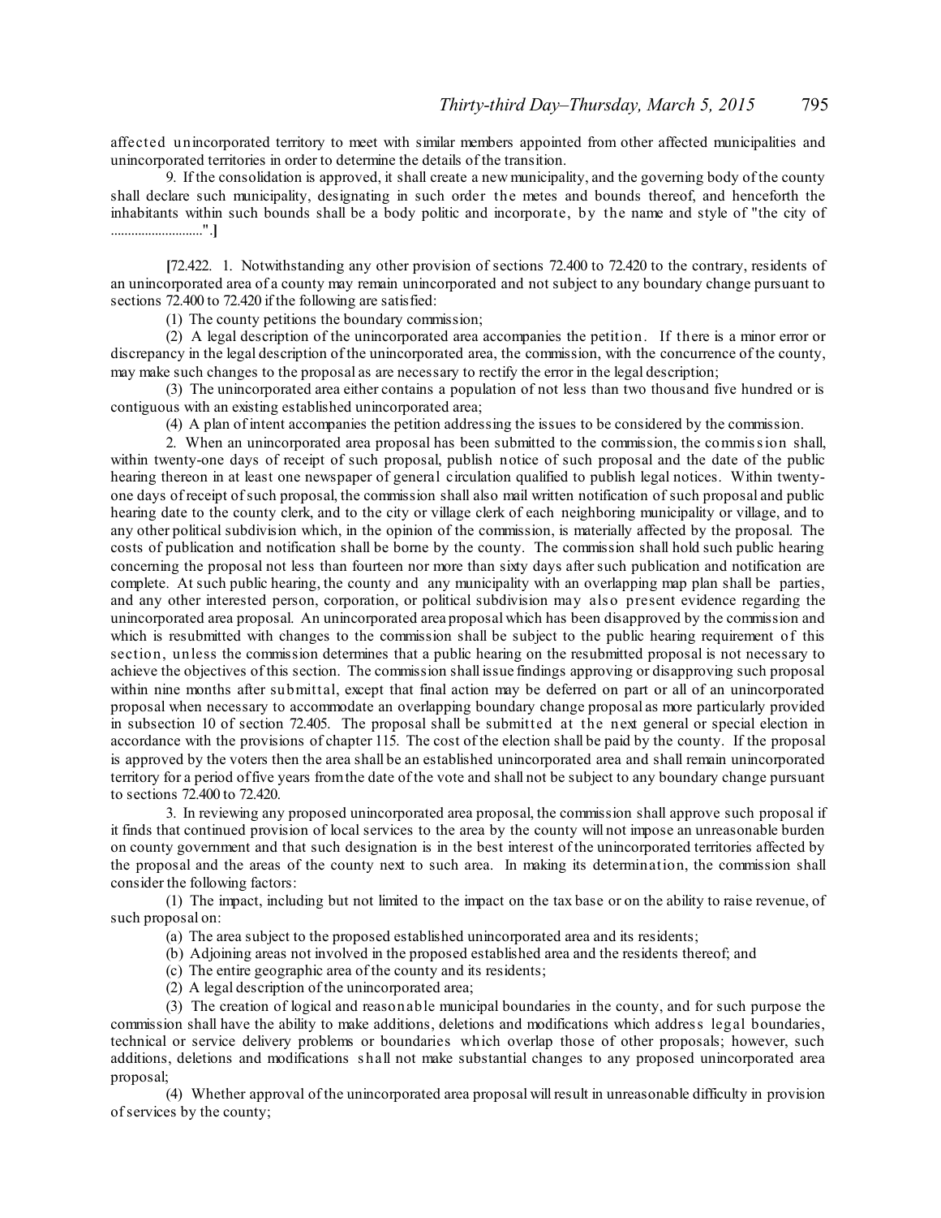affected unincorporated territory to meet with similar members appointed from other affected municipalities and unincorporated territories in order to determine the details of the transition.

9. If the consolidation is approved, it shall create a new municipality, and the governing body of the county shall declare such municipality, designating in such order the metes and bounds thereof, and henceforth the inhabitants within such bounds shall be a body politic and incorporate, by the name and style of "the city of ..........................".]

[72.422. 1. Notwithstanding any other provision of sections 72.400 to 72.420 to the contrary, residents of an unincorporated area of a county may remain unincorporated and not subject to any boundary change pursuant to sections 72.400 to 72.420 if the following are satisfied:

(1) The county petitions the boundary commission;

(2) A legal description of the unincorporated area accompanies the petition. If there is a minor error or discrepancy in the legal description of the unincorporated area, the commission, with the concurrence of the county, may make such changes to the proposal as are necessary to rectify the error in the legal description;

(3) The unincorporated area either contains a population of not less than two thousand five hundred or is contiguous with an existing established unincorporated area;

(4) A plan of intent accompanies the petition addressing the issues to be considered by the commission.

2. When an unincorporated area proposal has been submitted to the commission, the commission shall, within twenty-one days of receipt of such proposal, publish notice of such proposal and the date of the public hearing thereon in at least one newspaper of general circulation qualified to publish legal notices. Within twenty-one days of receipt of such proposal, the commission shall also mail written notification of such proposal and public hearing date to the county clerk, and to the city or village clerk of each neighboring municipality or village, and to any other political subdivision which, in the opinion of the commission, is materially affected by the proposal. The costs of publication and notification shall be borne by the county. The commission shall hold such public hearing concerning the proposal not less than fourteen nor more than sixty days after such publication and notification are complete. At such public hearing, the county and any municipality with an overlapping map plan shall be parties, and any other interested person, corporation, or political subdivision may also present evidence regarding the unincorporated area proposal. An unincorporated area proposal which has been disapproved by the commission and which is resubmitted with changes to the commission shall be subject to the public hearing requirement of this section, unless the commission determines that a public hearing on the resubmitted proposal is not necessary to achieve the objectives of this section. The commission shall issue findings approving or disapproving such proposal within nine months after submittal, except that final action may be deferred on part or all of an unincorporated proposal when necessary to accommodate an overlapping boundary change proposal as more particularly provided in subsection 10 of section 72.405. The proposal shall be submitted at the next general or special election in accordance with the provisions of chapter 115. The cost of the election shall be paid by the county. If the proposal is approved by the voters then the area shall be an established unincorporated area and shall remain unincorporated territory for a period of five years from the date of the vote and shall not be subject to any boundary change pursuant to sections 72.400 to 72.420.

3. In reviewing any proposed unincorporated area proposal, the commission shall approve such proposal if it finds that continued provision of local services to the area by the county will not impose an unreasonable burden on county government and that such designation is in the best interest of the unincorporated territories affected by the proposal and the areas of the county next to such area. In making its determination, the commission shall consider the following factors:

(1) The impact, including but not limited to the impact on the tax base or on the ability to raise revenue, of such proposal on:

(a) The area subject to the proposed established unincorporated area and its residents;

(b) Adjoining areas not involved in the proposed established area and the residents thereof; and

(c) The entire geographic area of the county and its residents;

(2) A legal description of the unincorporated area;

(3) The creation of logical and reasonable municipal boundaries in the county, and for such purpose the commission shall have the ability to make additions, deletions and modifications which address legal boundaries, technical or service delivery problems or boundaries which overlap those of other proposals; however, such additions, deletions and modifications shall not make substantial changes to any proposed unincorporated area proposal;

(4) Whether approval of the unincorporated area proposal will result in unreasonable difficulty in provision of services by the county;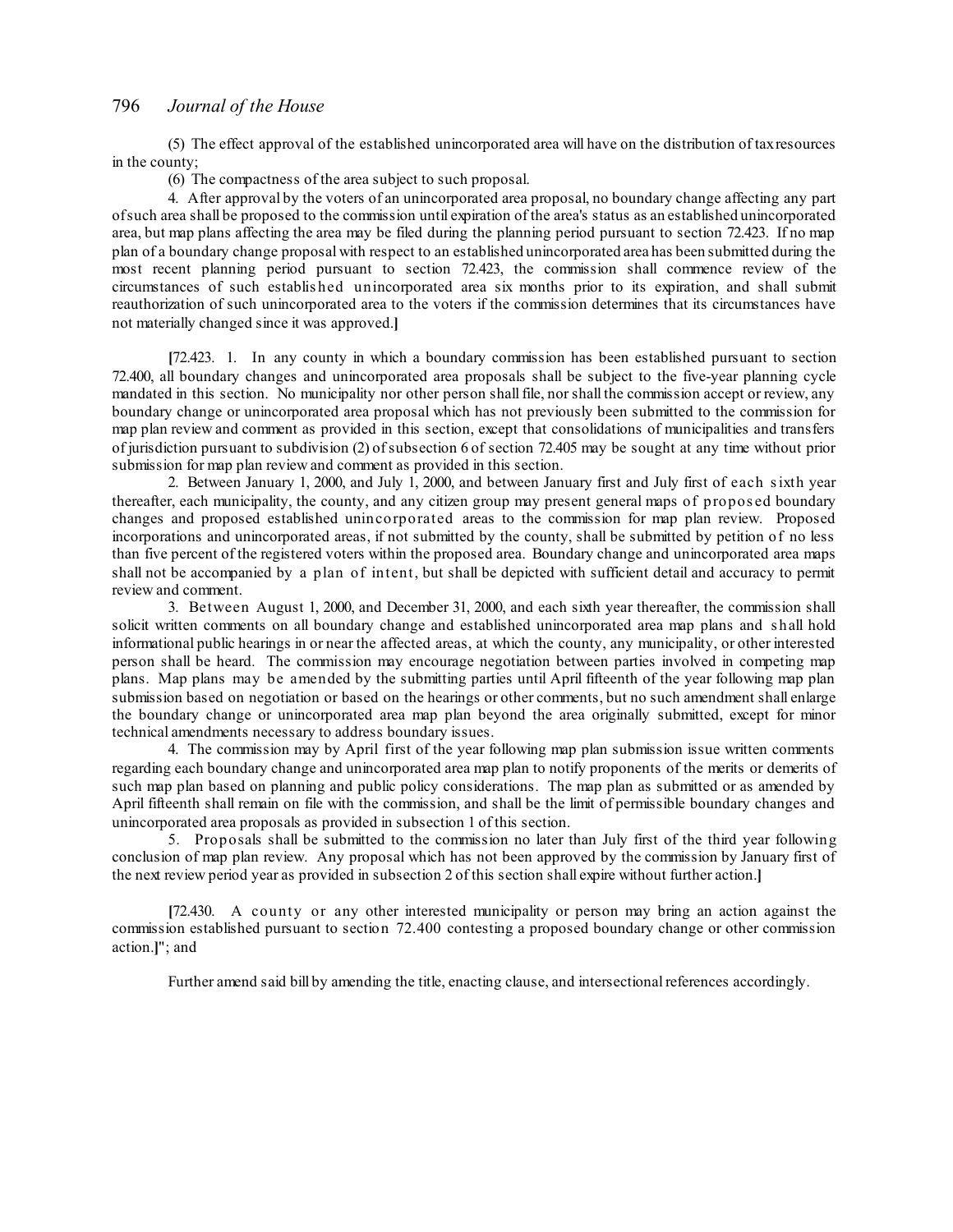(5) The effect approval of the established unincorporated area will have on the distribution of tax resources in the county;

(6) The compactness of the area subject to such proposal.

4. After approval by the voters of an unincorporated area proposal, no boundary change affecting any part of such area shall be proposed to the commission until expiration of the area's status as an established unincorporated area, but map plans affecting the area may be filed during the planning period pursuant to section 72.423. If no map plan of a boundary change proposal with respect to an established unincorporated area has been submitted during the most recent planning period pursuant to section 72.423, the commission shall commence review of the circumstances of such established unincorporated area six months prior to its expiration, and shall submit reauthorization of such unincorporated area to the voters if the commission determines that its circumstances have not materially changed since it was approved.**]**

**[**72.423. 1. In any county in which a boundary commission has been established pursuant to section 72.400, all boundary changes and unincorporated area proposals shall be subject to the five-year planning cycle mandated in this section. No municipality nor other person shall file, nor shall the commission accept or review, any boundary change or unincorporated area proposal which has not previously been submitted to the commission for map plan review and comment as provided in this section, except that consolidations of municipalities and transfers of jurisdiction pursuant to subdivision (2) of subsection 6 of section 72.405 may be sought at any time without prior submission for map plan review and comment as provided in this section.

2. Between January 1, 2000, and July 1, 2000, and between January first and July first of each sixth year thereafter, each municipality, the county, and any citizen group may present general maps of proposed boundary changes and proposed established unincorporated areas to the commission for map plan review. Proposed incorporations and unincorporated areas, if not submitted by the county, shall be submitted by petition of no less than five percent of the registered voters within the proposed area. Boundary change and unincorporated area maps shall not be accompanied by a plan of intent, but shall be depicted with sufficient detail and accuracy to permit review and comment.

3. Between August 1, 2000, and December 31, 2000, and each sixth year thereafter, the commission shall solicit written comments on all boundary change and established unincorporated area map plans and shall hold informational public hearings in or near the affected areas, at which the county, any municipality, or other interested person shall be heard. The commission may encourage negotiation between parties involved in competing map plans. Map plans may be amended by the submitting parties until April fifteenth of the year following map plan submission based on negotiation or based on the hearings or other comments, but no such amendment shall enlarge the boundary change or unincorporated area map plan beyond the area originally submitted, except for minor technical amendments necessary to address boundary issues.

4. The commission may by April first of the year following map plan submission issue written comments regarding each boundary change and unincorporated area map plan to notify proponents of the merits or demerits of such map plan based on planning and public policy considerations. The map plan as submitted or as amended by April fifteenth shall remain on file with the commission, and shall be the limit of permissible boundary changes and unincorporated area proposals as provided in subsection 1 of this section.

5. Proposals shall be submitted to the commission no later than July first of the third year following conclusion of map plan review. Any proposal which has not been approved by the commission by January first of the next review period year as provided in subsection 2 of this section shall expire without further action.**]**

**[**72.430. A county or any other interested municipality or person may bring an action against the commission established pursuant to section 72.400 contesting a proposed boundary change or other commission action.**]**"; and

Further amend said bill by amending the title, enacting clause, and intersectional references accordingly.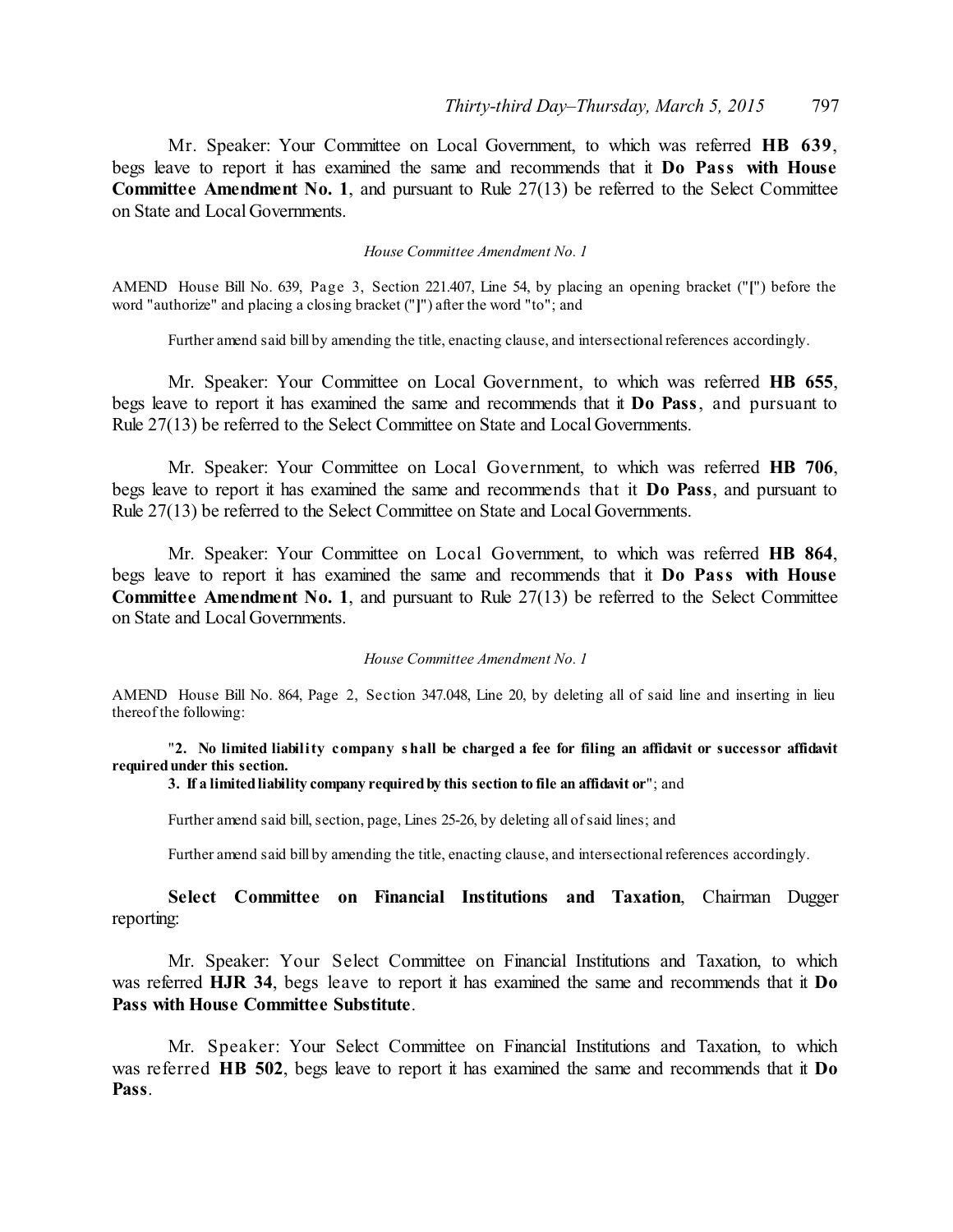Mr. Speaker: Your Committee on Local Government, to which was referred **HB 639**, begs leave to report it has examined the same and recommends that it **Do Pass with House Committee Amendment No. 1**, and pursuant to Rule 27(13) be referred to the Select Committee on State and Local Governments.

*House Committee Amendment No. 1*

AMEND House Bill No. 639, Page 3, Section 221.407, Line 54, by placing an opening bracket ("**[**") before the word "authorize" and placing a closing bracket ("**]**") after the word "to"; and

Further amend said bill by amending the title, enacting clause, and intersectional references accordingly.

Mr. Speaker: Your Committee on Local Government, to which was referred **HB 655**, begs leave to report it has examined the same and recommends that it **Do Pass**, and pursuant to Rule 27(13) be referred to the Select Committee on State and Local Governments.

Mr. Speaker: Your Committee on Local Government, to which was referred **HB 706**, begs leave to report it has examined the same and recommends that it **Do Pass**, and pursuant to Rule 27(13) be referred to the Select Committee on State and Local Governments.

Mr. Speaker: Your Committee on Local Government, to which was referred **HB 864**, begs leave to report it has examined the same and recommends that it **Do Pass with House Committee Amendment No. 1**, and pursuant to Rule 27(13) be referred to the Select Committee on State and Local Governments.

*House Committee Amendment No. 1*

AMEND House Bill No. 864, Page 2, Section 347.048, Line 20, by deleting all of said line and inserting in lieu thereof the following:

"**2. No limited liability company shall be charged a fee for filing an affidavit or successor affidavit required under this section.**

**3. If a limited liability company required by this section to file an affidavit or**"; and

Further amend said bill, section, page, Lines 25-26, by deleting all of said lines; and

Further amend said bill by amending the title, enacting clause, and intersectional references accordingly.

**Select Committee on Financial Institutions and Taxation**, Chairman Dugger reporting:

Mr. Speaker: Your Select Committee on Financial Institutions and Taxation, to which was referred **HJR 34**, begs leave to report it has examined the same and recommends that it **Do Pass with House Committee Substitute**.

Mr. Speaker: Your Select Committee on Financial Institutions and Taxation, to which was referred **HB 502**, begs leave to report it has examined the same and recommends that it **Do Pass**.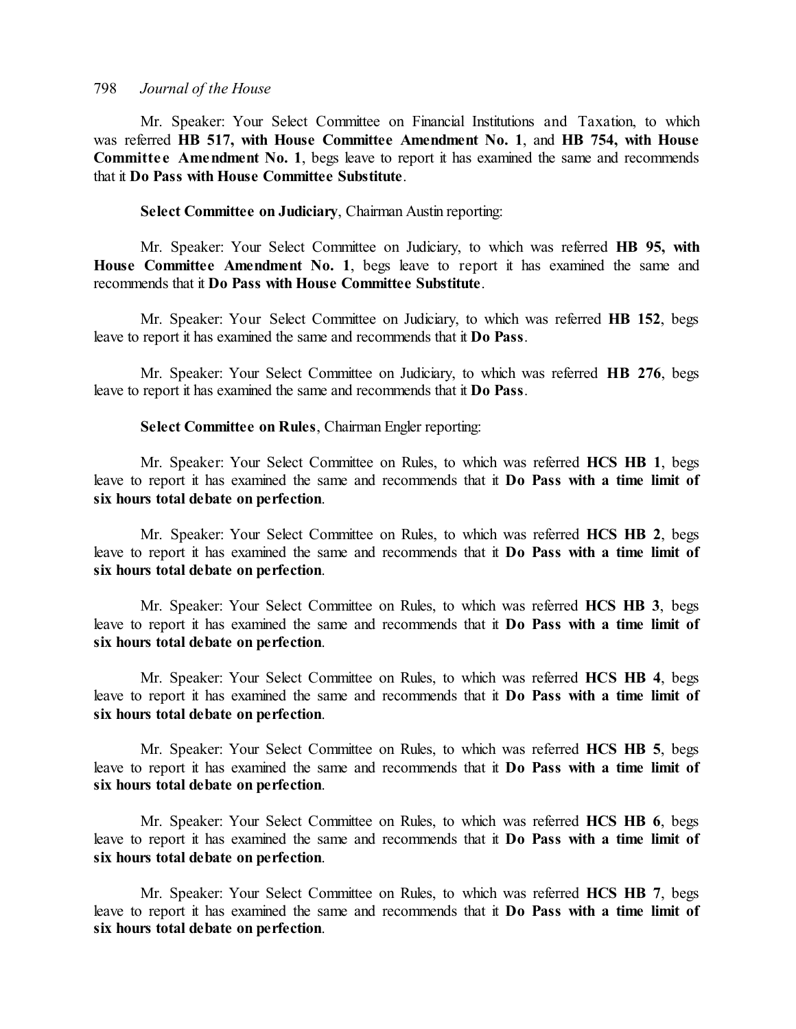Mr. Speaker: Your Select Committee on Financial Institutions and Taxation, to which was referred **HB 517, with House Committee Amendment No. 1**, and **HB 754, with House Committee Amendment No. 1**, begs leave to report it has examined the same and recommends that it **Do Pass with House Committee Substitute**.

**Select Committee on Judiciary**, Chairman Austin reporting:

Mr. Speaker: Your Select Committee on Judiciary, to which was referred **HB 95, with House Committee Amendment No. 1**, begs leave to report it has examined the same and recommends that it **Do Pass with House Committee Substitute**.

Mr. Speaker: Your Select Committee on Judiciary, to which was referred **HB 152**, begs leave to report it has examined the same and recommends that it **Do Pass**.

Mr. Speaker: Your Select Committee on Judiciary, to which was referred **HB 276**, begs leave to report it has examined the same and recommends that it **Do Pass**.

**Select Committee on Rules**, Chairman Engler reporting:

Mr. Speaker: Your Select Committee on Rules, to which was referred **HCS HB 1**, begs leave to report it has examined the same and recommends that it **Do Pass with a time limit of six hours total debate on perfection**.

Mr. Speaker: Your Select Committee on Rules, to which was referred **HCS HB 2**, begs leave to report it has examined the same and recommends that it **Do Pass with a time limit of six hours total debate on perfection**.

Mr. Speaker: Your Select Committee on Rules, to which was referred **HCS HB 3**, begs leave to report it has examined the same and recommends that it **Do Pass with a time limit of six hours total debate on perfection**.

Mr. Speaker: Your Select Committee on Rules, to which was referred **HCS HB 4**, begs leave to report it has examined the same and recommends that it **Do Pass with a time limit of six hours total debate on perfection**.

Mr. Speaker: Your Select Committee on Rules, to which was referred **HCS HB 5**, begs leave to report it has examined the same and recommends that it **Do Pass with a time limit of six hours total debate on perfection**.

Mr. Speaker: Your Select Committee on Rules, to which was referred **HCS HB 6**, begs leave to report it has examined the same and recommends that it **Do Pass with a time limit of six hours total debate on perfection**.

Mr. Speaker: Your Select Committee on Rules, to which was referred **HCS HB 7**, begs leave to report it has examined the same and recommends that it **Do Pass with a time limit of six hours total debate on perfection**.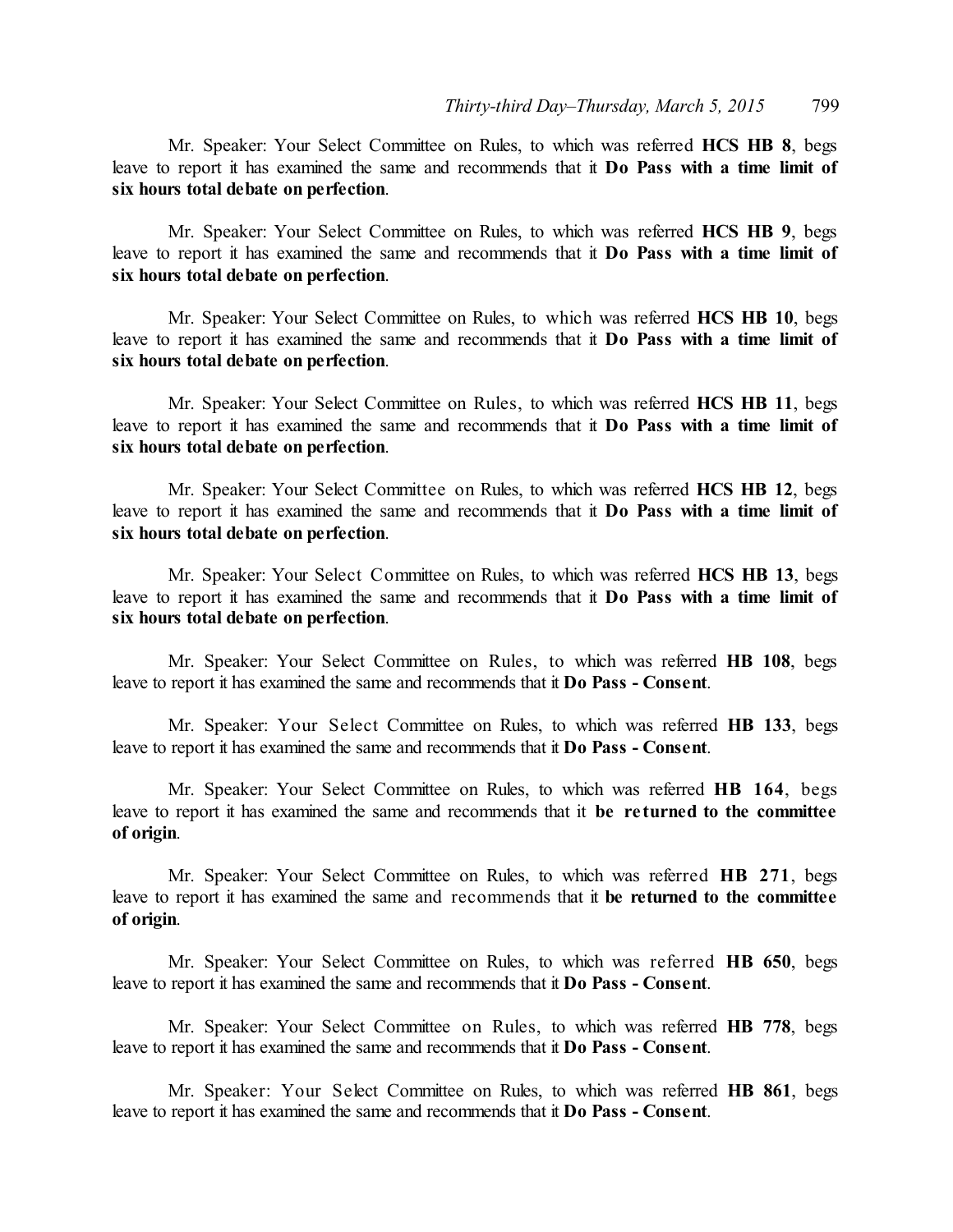Mr. Speaker: Your Select Committee on Rules, to which was referred **HCS HB 8**, begs leave to report it has examined the same and recommends that it **Do Pass with a time limit of six hours total debate on perfection**.

Mr. Speaker: Your Select Committee on Rules, to which was referred **HCS HB 9**, begs leave to report it has examined the same and recommends that it **Do Pass with a time limit of six hours total debate on perfection**.

Mr. Speaker: Your Select Committee on Rules, to which was referred **HCS HB 10**, begs leave to report it has examined the same and recommends that it **Do Pass with a time limit of six hours total debate on perfection**.

Mr. Speaker: Your Select Committee on Rules, to which was referred **HCS HB 11**, begs leave to report it has examined the same and recommends that it **Do Pass with a time limit of six hours total debate on perfection**.

Mr. Speaker: Your Select Committee on Rules, to which was referred **HCS HB 12**, begs leave to report it has examined the same and recommends that it **Do Pass with a time limit of six hours total debate on perfection**.

Mr. Speaker: Your Select Committee on Rules, to which was referred **HCS HB 13**, begs leave to report it has examined the same and recommends that it **Do Pass with a time limit of six hours total debate on perfection**.

Mr. Speaker: Your Select Committee on Rules, to which was referred **HB 108**, begs leave to report it has examined the same and recommends that it **Do Pass - Consent**.

Mr. Speaker: Your Select Committee on Rules, to which was referred **HB 133**, begs leave to report it has examined the same and recommends that it **Do Pass - Consent**.

Mr. Speaker: Your Select Committee on Rules, to which was referred **HB 164**, begs leave to report it has examined the same and recommends that it **be returned to the committee of origin**.

Mr. Speaker: Your Select Committee on Rules, to which was referred **HB 271**, begs leave to report it has examined the same and recommends that it **be returned to the committee of origin**.

Mr. Speaker: Your Select Committee on Rules, to which was referred **HB 650**, begs leave to report it has examined the same and recommends that it **Do Pass - Consent**.

Mr. Speaker: Your Select Committee on Rules, to which was referred **HB 778**, begs leave to report it has examined the same and recommends that it **Do Pass - Consent**.

Mr. Speaker: Your Select Committee on Rules, to which was referred **HB 861**, begs leave to report it has examined the same and recommends that it **Do Pass - Consent**.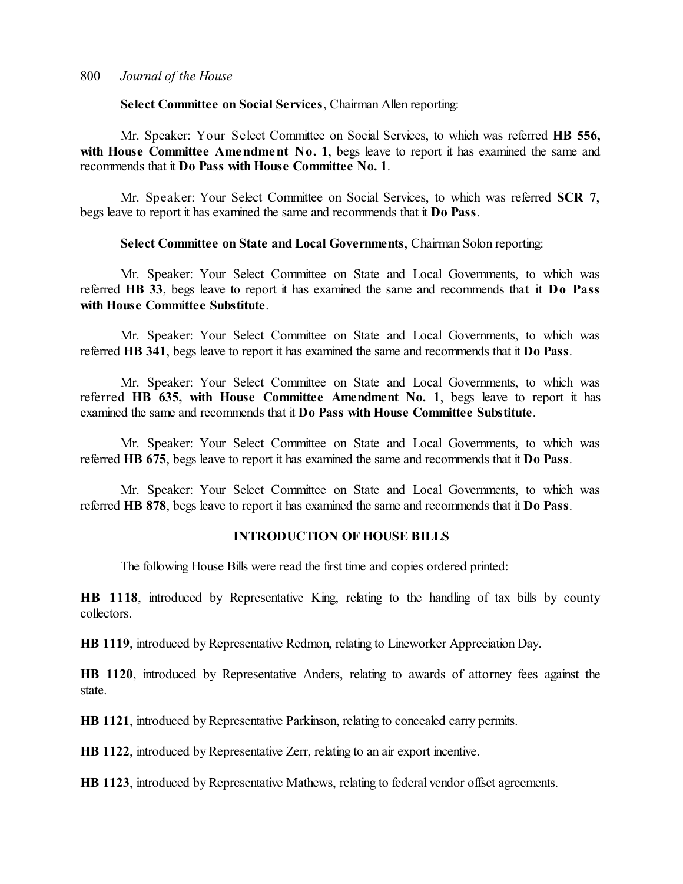**Select Committee on Social Services**, Chairman Allen reporting:

Mr. Speaker: Your Select Committee on Social Services, to which was referred **HB 556, with House Committee Amendment No. 1**, begs leave to report it has examined the same and recommends that it **Do Pass with House Committee No. 1**.

Mr. Speaker: Your Select Committee on Social Services, to which was referred **SCR 7**, begs leave to report it has examined the same and recommends that it **Do Pass**.

**Select Committee on State and Local Governments**, Chairman Solon reporting:

Mr. Speaker: Your Select Committee on State and Local Governments, to which was referred **HB 33**, begs leave to report it has examined the same and recommends that it **Do Pass with House Committee Substitute**.

Mr. Speaker: Your Select Committee on State and Local Governments, to which was referred **HB 341**, begs leave to report it has examined the same and recommends that it **Do Pass**.

Mr. Speaker: Your Select Committee on State and Local Governments, to which was referred **HB 635, with House Committee Amendment No. 1**, begs leave to report it has examined the same and recommends that it **Do Pass with House Committee Substitute**.

Mr. Speaker: Your Select Committee on State and Local Governments, to which was referred **HB 675**, begs leave to report it has examined the same and recommends that it **Do Pass**.

Mr. Speaker: Your Select Committee on State and Local Governments, to which was referred **HB 878**, begs leave to report it has examined the same and recommends that it **Do Pass**.

## INTRODUCTION OF HOUSE BILLS

The following House Bills were read the first time and copies ordered printed:

**HB 1118**, introduced by Representative King, relating to the handling of tax bills by county collectors.

**HB 1119**, introduced by Representative Redmon, relating to Lineworker Appreciation Day.

**HB 1120**, introduced by Representative Anders, relating to awards of attorney fees against the state.

**HB 1121**, introduced by Representative Parkinson, relating to concealed carry permits.

**HB 1122**, introduced by Representative Zerr, relating to an air export incentive.

**HB 1123**, introduced by Representative Mathews, relating to federal vendor offset agreements.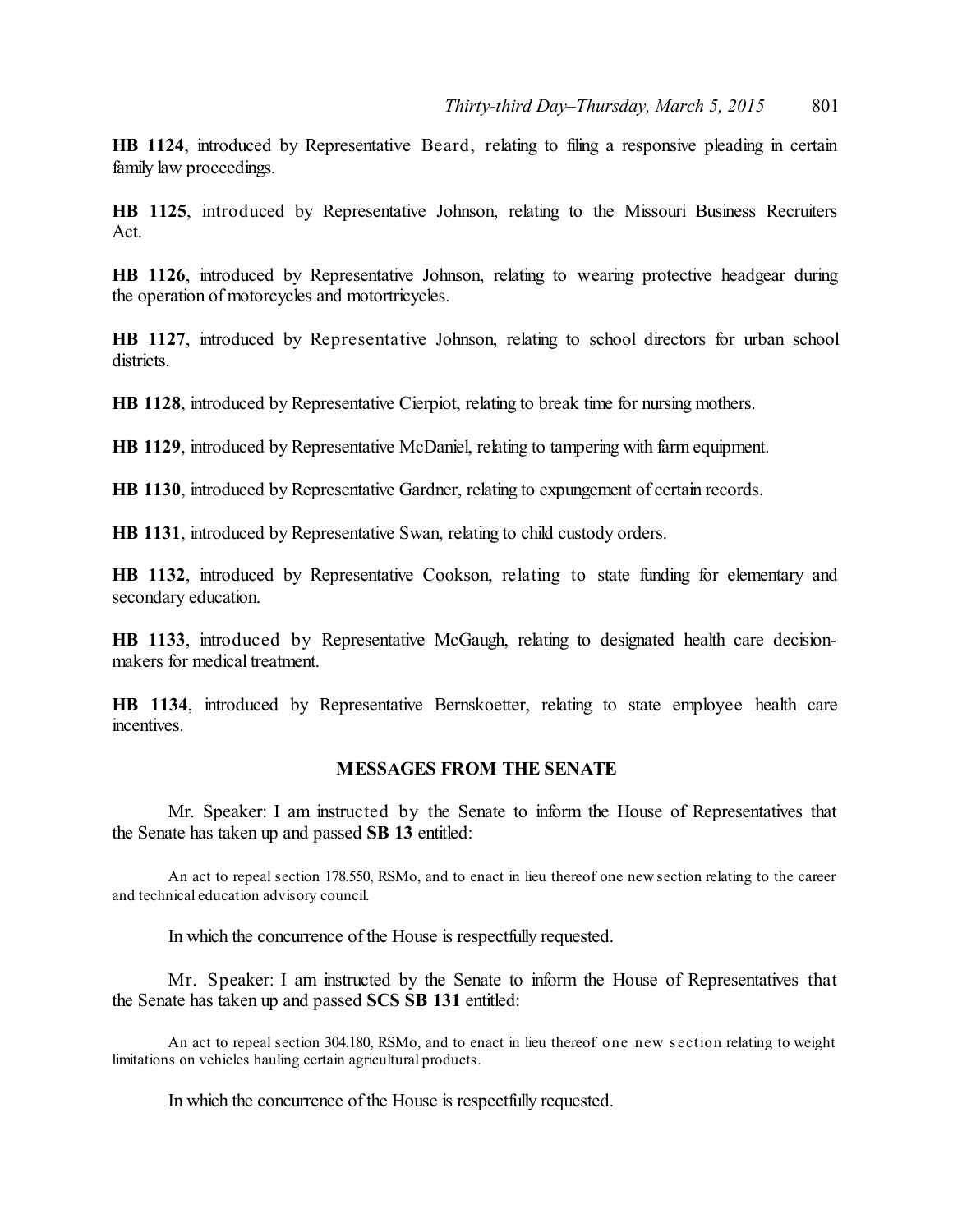**HB 1124**, introduced by Representative Beard, relating to filing a responsive pleading in certain family law proceedings.

**HB 1125**, introduced by Representative Johnson, relating to the Missouri Business Recruiters Act.

**HB 1126**, introduced by Representative Johnson, relating to wearing protective headgear during the operation of motorcycles and motortricycles.

**HB 1127**, introduced by Representative Johnson, relating to school directors for urban school districts.

**HB 1128**, introduced by Representative Cierpiot, relating to break time for nursing mothers.

**HB 1129**, introduced by Representative McDaniel, relating to tampering with farm equipment.

**HB 1130**, introduced by Representative Gardner, relating to expungement of certain records.

**HB 1131**, introduced by Representative Swan, relating to child custody orders.

**HB 1132**, introduced by Representative Cookson, relating to state funding for elementary and secondary education.

**HB 1133**, introduced by Representative McGaugh, relating to designated health care decision-makers for medical treatment.

**HB 1134**, introduced by Representative Bernskoetter, relating to state employee health care incentives.

## MESSAGES FROM THE SENATE

Mr. Speaker: I am instructed by the Senate to inform the House of Representatives that the Senate has taken up and passed **SB 13** entitled:

An act to repeal section 178.550, RSMo, and to enact in lieu thereof one new section relating to the career and technical education advisory council.

In which the concurrence of the House is respectfully requested.

Mr. Speaker: I am instructed by the Senate to inform the House of Representatives that the Senate has taken up and passed **SCS SB 131** entitled:

An act to repeal section 304.180, RSMo, and to enact in lieu thereof one new section relating to weight limitations on vehicles hauling certain agricultural products.

In which the concurrence of the House is respectfully requested.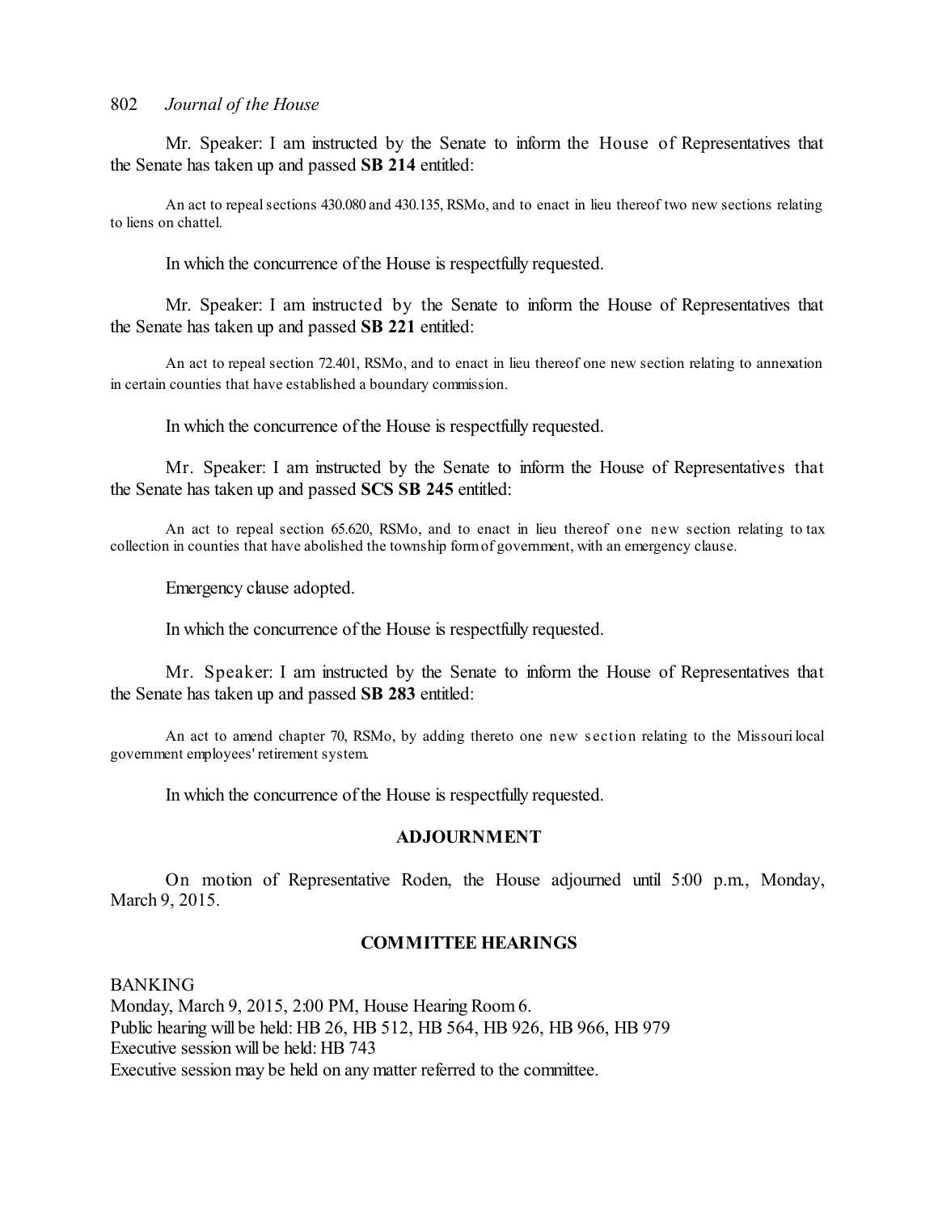Mr. Speaker: I am instructed by the Senate to inform the House of Representatives that the Senate has taken up and passed **SB 214** entitled:

An act to repeal sections 430.080 and 430.135, RSMo, and to enact in lieu thereof two new sections relating to liens on chattel.

In which the concurrence of the House is respectfully requested.

Mr. Speaker: I am instructed by the Senate to inform the House of Representatives that the Senate has taken up and passed **SB 221** entitled:

An act to repeal section 72.401, RSMo, and to enact in lieu thereof one new section relating to annexation in certain counties that have established a boundary commission.

In which the concurrence of the House is respectfully requested.

Mr. Speaker: I am instructed by the Senate to inform the House of Representatives that the Senate has taken up and passed **SCS SB 245** entitled:

An act to repeal section 65.620, RSMo, and to enact in lieu thereof one new section relating to tax collection in counties that have abolished the township form of government, with an emergency clause.

Emergency clause adopted.

In which the concurrence of the House is respectfully requested.

Mr. Speaker: I am instructed by the Senate to inform the House of Representatives that the Senate has taken up and passed **SB 283** entitled:

An act to amend chapter 70, RSMo, by adding thereto one new section relating to the Missouri local government employees' retirement system.

In which the concurrence of the House is respectfully requested.

## ADJOURNMENT

On motion of Representative Roden, the House adjourned until 5:00 p.m., Monday, March 9, 2015.

## COMMITTEE HEARINGS

BANKING
Monday, March 9, 2015, 2:00 PM, House Hearing Room 6.
Public hearing will be held: HB 26, HB 512, HB 564, HB 926, HB 966, HB 979
Executive session will be held: HB 743
Executive session may be held on any matter referred to the committee.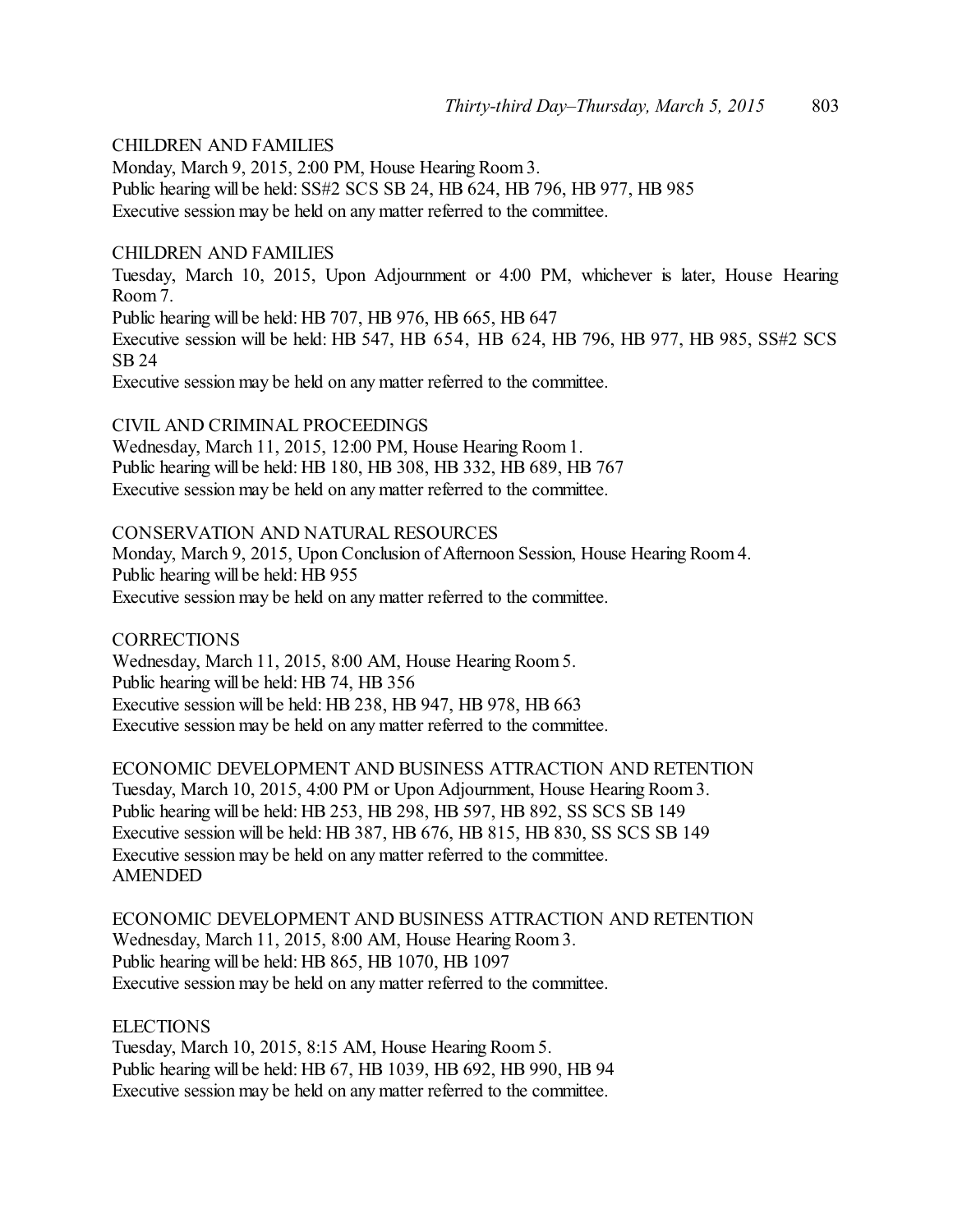CHILDREN AND FAMILIES
Monday, March 9, 2015, 2:00 PM, House Hearing Room 3.
Public hearing will be held: SS#2 SCS SB 24, HB 624, HB 796, HB 977, HB 985
Executive session may be held on any matter referred to the committee.

CHILDREN AND FAMILIES
Tuesday, March 10, 2015, Upon Adjournment or 4:00 PM, whichever is later, House Hearing Room 7.
Public hearing will be held: HB 707, HB 976, HB 665, HB 647
Executive session will be held: HB 547, HB 654, HB 624, HB 796, HB 977, HB 985, SS#2 SCS SB 24
Executive session may be held on any matter referred to the committee.

CIVIL AND CRIMINAL PROCEEDINGS
Wednesday, March 11, 2015, 12:00 PM, House Hearing Room 1.
Public hearing will be held: HB 180, HB 308, HB 332, HB 689, HB 767
Executive session may be held on any matter referred to the committee.

CONSERVATION AND NATURAL RESOURCES
Monday, March 9, 2015, Upon Conclusion of Afternoon Session, House Hearing Room 4.
Public hearing will be held: HB 955
Executive session may be held on any matter referred to the committee.

CORRECTIONS
Wednesday, March 11, 2015, 8:00 AM, House Hearing Room 5.
Public hearing will be held: HB 74, HB 356
Executive session will be held: HB 238, HB 947, HB 978, HB 663
Executive session may be held on any matter referred to the committee.

ECONOMIC DEVELOPMENT AND BUSINESS ATTRACTION AND RETENTION
Tuesday, March 10, 2015, 4:00 PM or Upon Adjournment, House Hearing Room 3.
Public hearing will be held: HB 253, HB 298, HB 597, HB 892, SS SCS SB 149
Executive session will be held: HB 387, HB 676, HB 815, HB 830, SS SCS SB 149
Executive session may be held on any matter referred to the committee.
AMENDED

ECONOMIC DEVELOPMENT AND BUSINESS ATTRACTION AND RETENTION
Wednesday, March 11, 2015, 8:00 AM, House Hearing Room 3.
Public hearing will be held: HB 865, HB 1070, HB 1097
Executive session may be held on any matter referred to the committee.

ELECTIONS
Tuesday, March 10, 2015, 8:15 AM, House Hearing Room 5.
Public hearing will be held: HB 67, HB 1039, HB 692, HB 990, HB 94
Executive session may be held on any matter referred to the committee.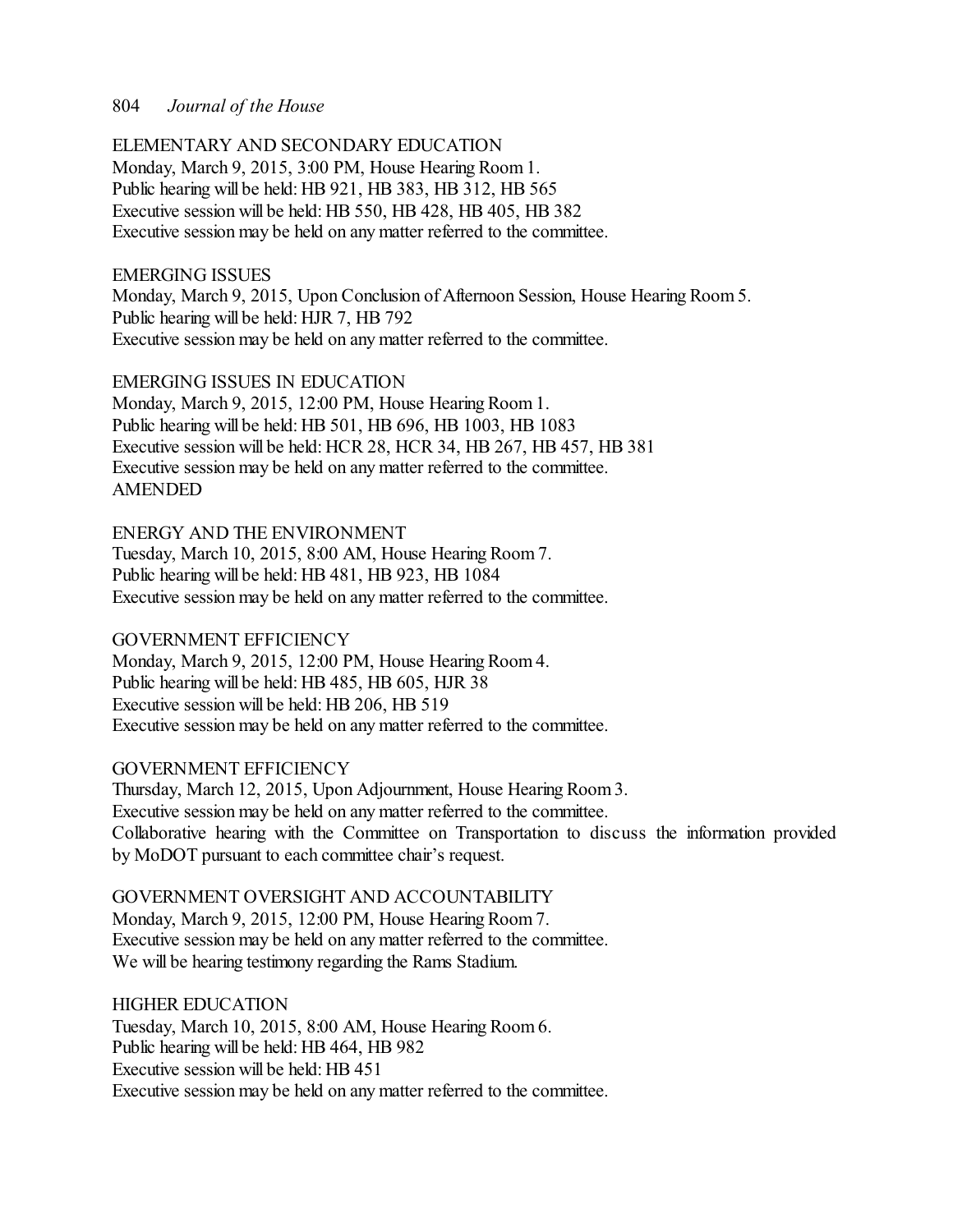ELEMENTARY AND SECONDARY EDUCATION
Monday, March 9, 2015, 3:00 PM, House Hearing Room 1.
Public hearing will be held: HB 921, HB 383, HB 312, HB 565
Executive session will be held: HB 550, HB 428, HB 405, HB 382
Executive session may be held on any matter referred to the committee.

EMERGING ISSUES
Monday, March 9, 2015, Upon Conclusion of Afternoon Session, House Hearing Room 5.
Public hearing will be held: HJR 7, HB 792
Executive session may be held on any matter referred to the committee.

EMERGING ISSUES IN EDUCATION
Monday, March 9, 2015, 12:00 PM, House Hearing Room 1.
Public hearing will be held: HB 501, HB 696, HB 1003, HB 1083
Executive session will be held: HCR 28, HCR 34, HB 267, HB 457, HB 381
Executive session may be held on any matter referred to the committee.
AMENDED

ENERGY AND THE ENVIRONMENT
Tuesday, March 10, 2015, 8:00 AM, House Hearing Room 7.
Public hearing will be held: HB 481, HB 923, HB 1084
Executive session may be held on any matter referred to the committee.

GOVERNMENT EFFICIENCY
Monday, March 9, 2015, 12:00 PM, House Hearing Room 4.
Public hearing will be held: HB 485, HB 605, HJR 38
Executive session will be held: HB 206, HB 519
Executive session may be held on any matter referred to the committee.

GOVERNMENT EFFICIENCY
Thursday, March 12, 2015, Upon Adjournment, House Hearing Room 3.
Executive session may be held on any matter referred to the committee.
Collaborative hearing with the Committee on Transportation to discuss the information provided by MoDOT pursuant to each committee chair's request.

GOVERNMENT OVERSIGHT AND ACCOUNTABILITY
Monday, March 9, 2015, 12:00 PM, House Hearing Room 7.
Executive session may be held on any matter referred to the committee.
We will be hearing testimony regarding the Rams Stadium.

HIGHER EDUCATION
Tuesday, March 10, 2015, 8:00 AM, House Hearing Room 6.
Public hearing will be held: HB 464, HB 982
Executive session will be held: HB 451
Executive session may be held on any matter referred to the committee.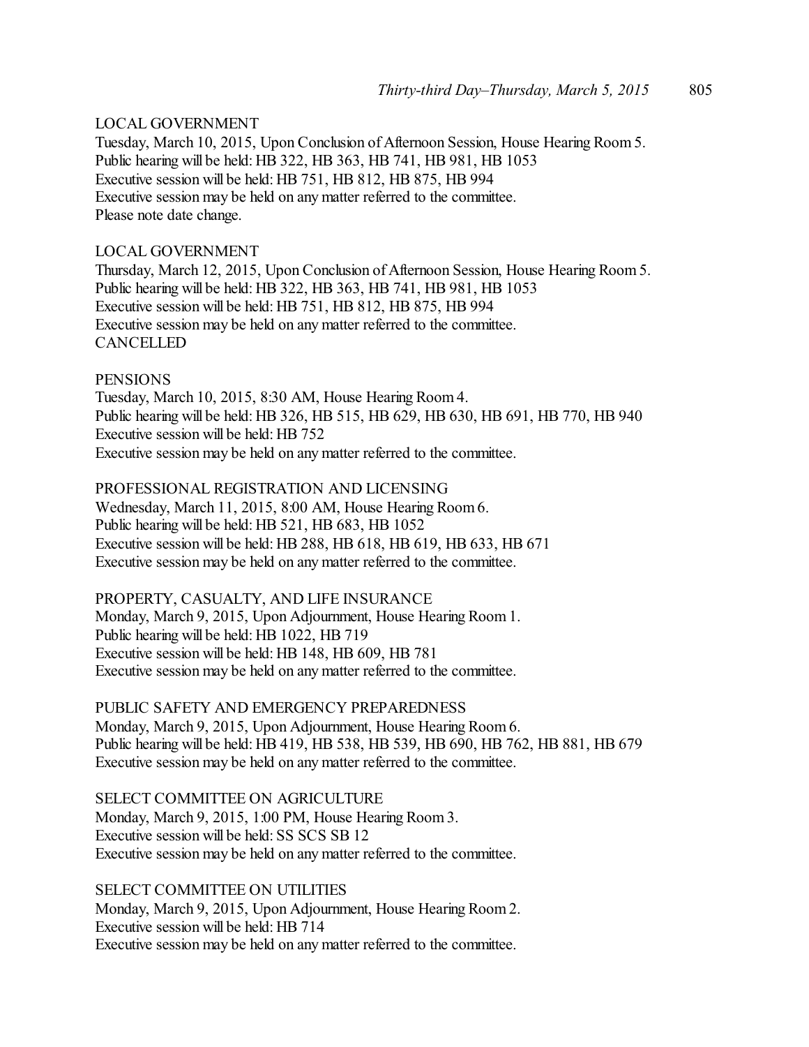LOCAL GOVERNMENT
Tuesday, March 10, 2015, Upon Conclusion of Afternoon Session, House Hearing Room 5.
Public hearing will be held: HB 322, HB 363, HB 741, HB 981, HB 1053
Executive session will be held: HB 751, HB 812, HB 875, HB 994
Executive session may be held on any matter referred to the committee.
Please note date change.

LOCAL GOVERNMENT
Thursday, March 12, 2015, Upon Conclusion of Afternoon Session, House Hearing Room 5.
Public hearing will be held: HB 322, HB 363, HB 741, HB 981, HB 1053
Executive session will be held: HB 751, HB 812, HB 875, HB 994
Executive session may be held on any matter referred to the committee.
CANCELLED

PENSIONS
Tuesday, March 10, 2015, 8:30 AM, House Hearing Room 4.
Public hearing will be held: HB 326, HB 515, HB 629, HB 630, HB 691, HB 770, HB 940
Executive session will be held: HB 752
Executive session may be held on any matter referred to the committee.

PROFESSIONAL REGISTRATION AND LICENSING
Wednesday, March 11, 2015, 8:00 AM, House Hearing Room 6.
Public hearing will be held: HB 521, HB 683, HB 1052
Executive session will be held: HB 288, HB 618, HB 619, HB 633, HB 671
Executive session may be held on any matter referred to the committee.

PROPERTY, CASUALTY, AND LIFE INSURANCE
Monday, March 9, 2015, Upon Adjournment, House Hearing Room 1.
Public hearing will be held: HB 1022, HB 719
Executive session will be held: HB 148, HB 609, HB 781
Executive session may be held on any matter referred to the committee.

PUBLIC SAFETY AND EMERGENCY PREPAREDNESS
Monday, March 9, 2015, Upon Adjournment, House Hearing Room 6.
Public hearing will be held: HB 419, HB 538, HB 539, HB 690, HB 762, HB 881, HB 679
Executive session may be held on any matter referred to the committee.

SELECT COMMITTEE ON AGRICULTURE
Monday, March 9, 2015, 1:00 PM, House Hearing Room 3.
Executive session will be held: SS SCS SB 12
Executive session may be held on any matter referred to the committee.

SELECT COMMITTEE ON UTILITIES
Monday, March 9, 2015, Upon Adjournment, House Hearing Room 2.
Executive session will be held: HB 714
Executive session may be held on any matter referred to the committee.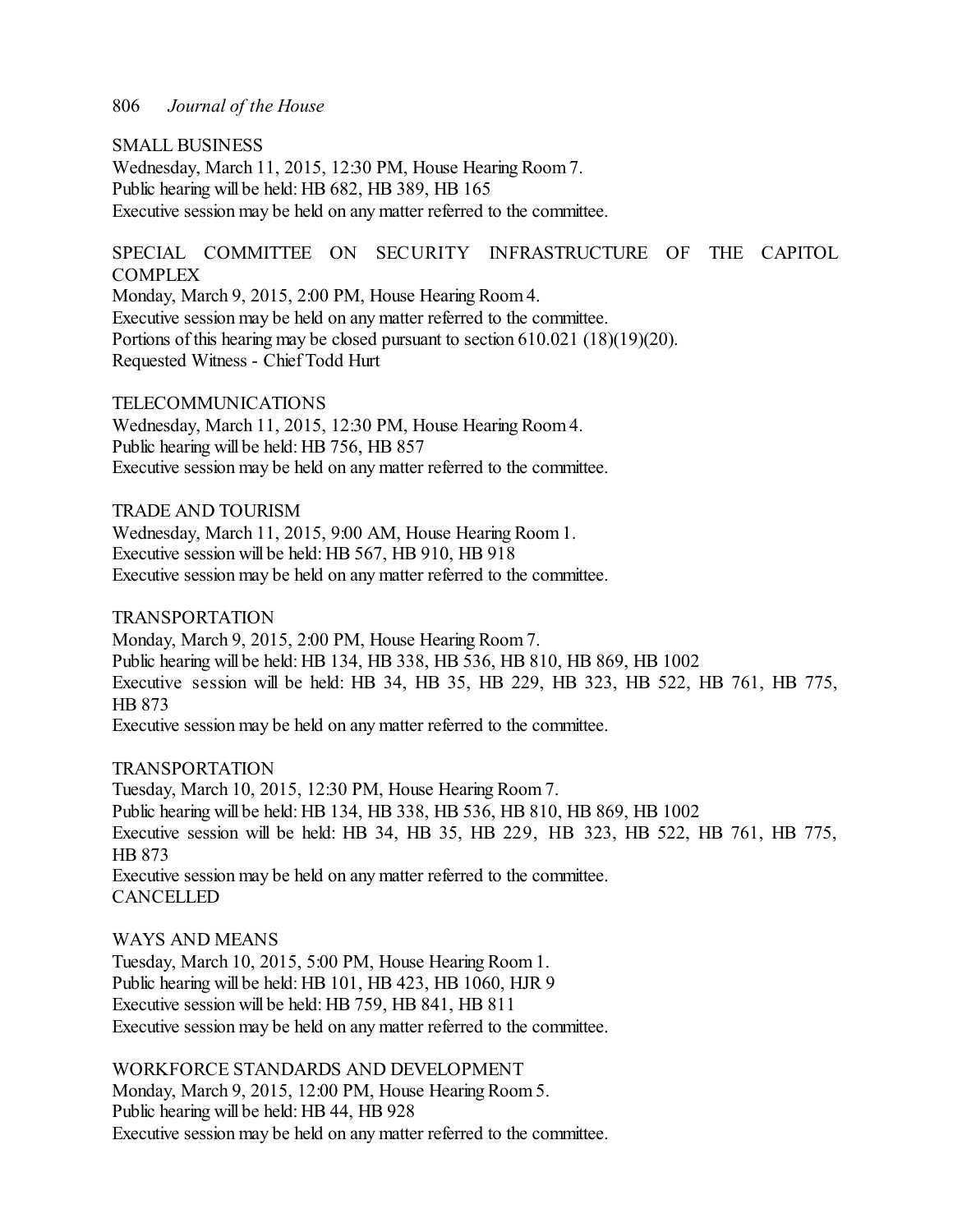SMALL BUSINESS
Wednesday, March 11, 2015, 12:30 PM, House Hearing Room 7.
Public hearing will be held: HB 682, HB 389, HB 165
Executive session may be held on any matter referred to the committee.

SPECIAL COMMITTEE ON SECURITY INFRASTRUCTURE OF THE CAPITOL COMPLEX
Monday, March 9, 2015, 2:00 PM, House Hearing Room 4.
Executive session may be held on any matter referred to the committee.
Portions of this hearing may be closed pursuant to section 610.021 (18)(19)(20).
Requested Witness - Chief Todd Hurt

TELECOMMUNICATIONS
Wednesday, March 11, 2015, 12:30 PM, House Hearing Room 4.
Public hearing will be held: HB 756, HB 857
Executive session may be held on any matter referred to the committee.

TRADE AND TOURISM
Wednesday, March 11, 2015, 9:00 AM, House Hearing Room 1.
Executive session will be held: HB 567, HB 910, HB 918
Executive session may be held on any matter referred to the committee.

TRANSPORTATION
Monday, March 9, 2015, 2:00 PM, House Hearing Room 7.
Public hearing will be held: HB 134, HB 338, HB 536, HB 810, HB 869, HB 1002
Executive session will be held: HB 34, HB 35, HB 229, HB 323, HB 522, HB 761, HB 775, HB 873
Executive session may be held on any matter referred to the committee.

TRANSPORTATION
Tuesday, March 10, 2015, 12:30 PM, House Hearing Room 7.
Public hearing will be held: HB 134, HB 338, HB 536, HB 810, HB 869, HB 1002
Executive session will be held: HB 34, HB 35, HB 229, HB 323, HB 522, HB 761, HB 775, HB 873
Executive session may be held on any matter referred to the committee.
CANCELLED

WAYS AND MEANS
Tuesday, March 10, 2015, 5:00 PM, House Hearing Room 1.
Public hearing will be held: HB 101, HB 423, HB 1060, HJR 9
Executive session will be held: HB 759, HB 841, HB 811
Executive session may be held on any matter referred to the committee.

WORKFORCE STANDARDS AND DEVELOPMENT
Monday, March 9, 2015, 12:00 PM, House Hearing Room 5.
Public hearing will be held: HB 44, HB 928
Executive session may be held on any matter referred to the committee.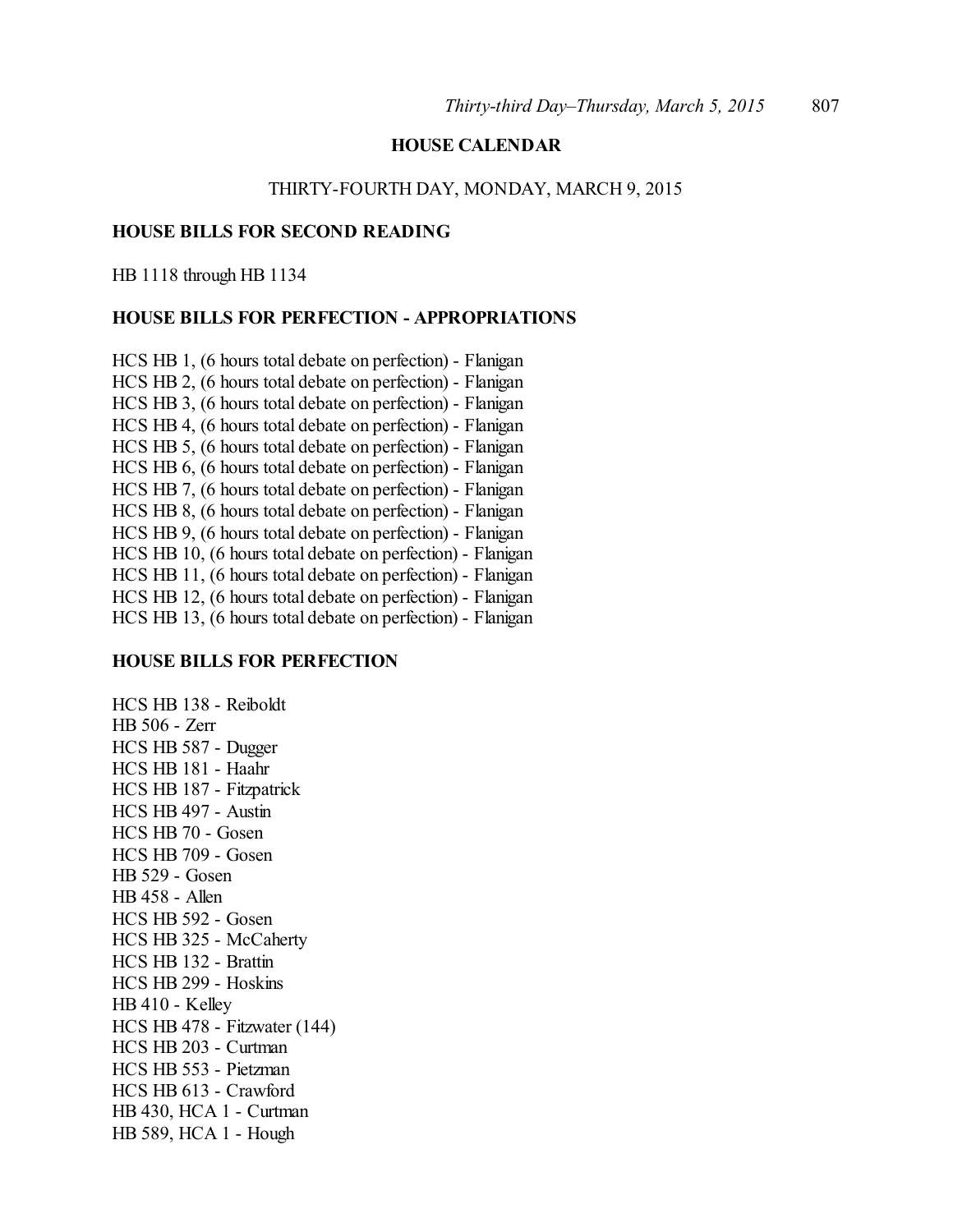## HOUSE CALENDAR

THIRTY-FOURTH DAY, MONDAY, MARCH 9, 2015

### HOUSE BILLS FOR SECOND READING

HB 1118 through HB 1134

### HOUSE BILLS FOR PERFECTION - APPROPRIATIONS

HCS HB 1, (6 hours total debate on perfection) - Flanigan
HCS HB 2, (6 hours total debate on perfection) - Flanigan
HCS HB 3, (6 hours total debate on perfection) - Flanigan
HCS HB 4, (6 hours total debate on perfection) - Flanigan
HCS HB 5, (6 hours total debate on perfection) - Flanigan
HCS HB 6, (6 hours total debate on perfection) - Flanigan
HCS HB 7, (6 hours total debate on perfection) - Flanigan
HCS HB 8, (6 hours total debate on perfection) - Flanigan
HCS HB 9, (6 hours total debate on perfection) - Flanigan
HCS HB 10, (6 hours total debate on perfection) - Flanigan
HCS HB 11, (6 hours total debate on perfection) - Flanigan
HCS HB 12, (6 hours total debate on perfection) - Flanigan
HCS HB 13, (6 hours total debate on perfection) - Flanigan

### HOUSE BILLS FOR PERFECTION

HCS HB 138 - Reiboldt
HB 506 - Zerr
HCS HB 587 - Dugger
HCS HB 181 - Haahr
HCS HB 187 - Fitzpatrick
HCS HB 497 - Austin
HCS HB 70 - Gosen
HCS HB 709 - Gosen
HB 529 - Gosen
HB 458 - Allen
HCS HB 592 - Gosen
HCS HB 325 - McCaherty
HCS HB 132 - Brattin
HCS HB 299 - Hoskins
HB 410 - Kelley
HCS HB 478 - Fitzwater (144)
HCS HB 203 - Curtman
HCS HB 553 - Pietzman
HCS HB 613 - Crawford
HB 430, HCA 1 - Curtman
HB 589, HCA 1 - Hough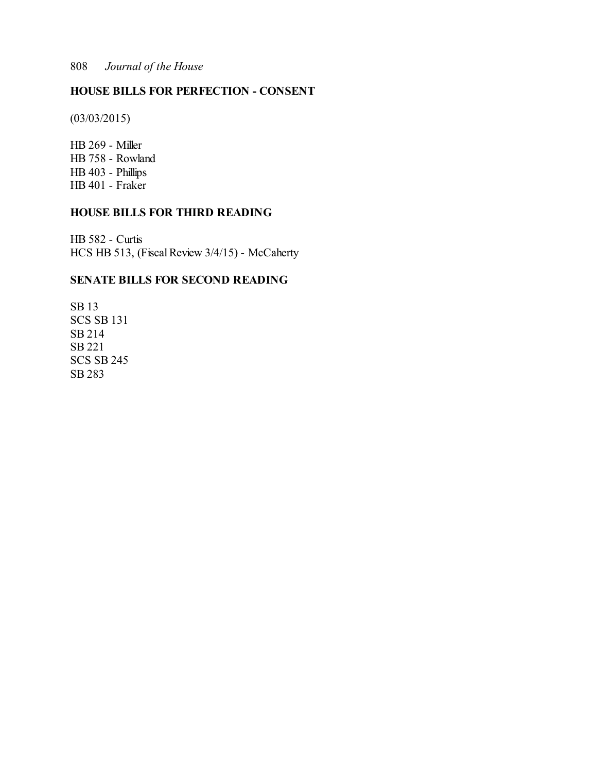## HOUSE BILLS FOR PERFECTION - CONSENT

(03/03/2015)

HB 269 - Miller
HB 758 - Rowland
HB 403 - Phillips
HB 401 - Fraker

## HOUSE BILLS FOR THIRD READING

HB 582 - Curtis
HCS HB 513, (Fiscal Review 3/4/15) - McCaherty

## SENATE BILLS FOR SECOND READING

SB 13
SCS SB 131
SB 214
SB 221
SCS SB 245
SB 283